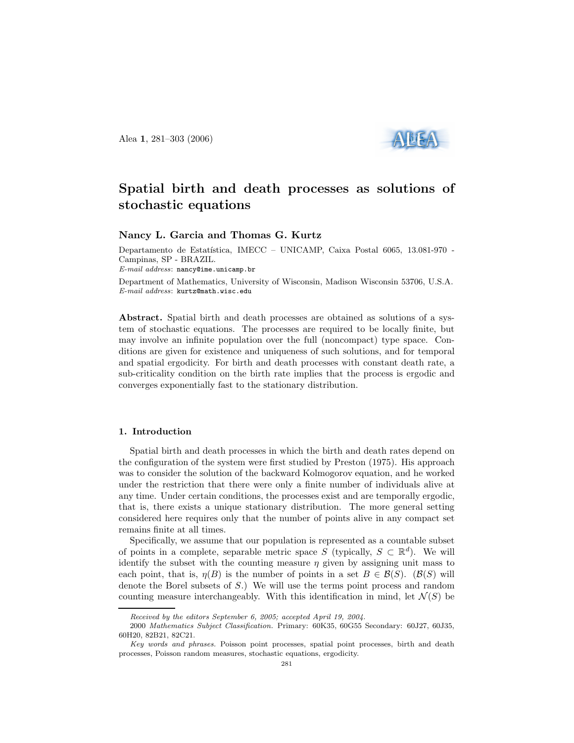# Spatial birth and death processes as solutions of stochastic equations

**Nancy L. Garcia and Thomas G. Kurtz**

Departamento de Estatística, IMECC – UNICAMP, Caixa Postal 6065, 13.081-970 - Campinas, SP - BRAZIL.
*E-mail address*: `nancy@ime.unicamp.br`

Department of Mathematics, University of Wisconsin, Madison Wisconsin 53706, U.S.A.
*E-mail address*: `kurtz@math.wisc.edu`

**Abstract.** Spatial birth and death processes are obtained as solutions of a system of stochastic equations. The processes are required to be locally finite, but may involve an infinite population over the full (noncompact) type space. Conditions are given for existence and uniqueness of such solutions, and for temporal and spatial ergodicity. For birth and death processes with constant death rate, a sub-criticality condition on the birth rate implies that the process is ergodic and converges exponentially fast to the stationary distribution.

## 1. Introduction

Spatial birth and death processes in which the birth and death rates depend on the configuration of the system were first studied by Preston (1975). His approach was to consider the solution of the backward Kolmogorov equation, and he worked under the restriction that there were only a finite number of individuals alive at any time. Under certain conditions, the processes exist and are temporally ergodic, that is, there exists a unique stationary distribution. The more general setting considered here requires only that the number of points alive in any compact set remains finite at all times.

Specifically, we assume that our population is represented as a countable subset of points in a complete, separable metric space $S$ (typically, $S \subset \mathbb{R}^d$). We will identify the subset with the counting measure $\eta$ given by assigning unit mass to each point, that is, $\eta(B)$ is the number of points in a set $B \in \mathcal{B}(S)$. ($\mathcal{B}(S)$ will denote the Borel subsets of $S$.) We will use the terms point process and random counting measure interchangeably. With this identification in mind, let $\mathcal{N}(S)$ be

---

*Received by the editors September 6, 2005; accepted April 19, 2004.*

2000 *Mathematics Subject Classification.* Primary: 60K35, 60G55 Secondary: 60J27, 60J35, 60H20, 82B21, 82C21.

*Key words and phrases.* Poisson point processes, spatial point processes, birth and death processes, Poisson random measures, stochastic equations, ergodicity.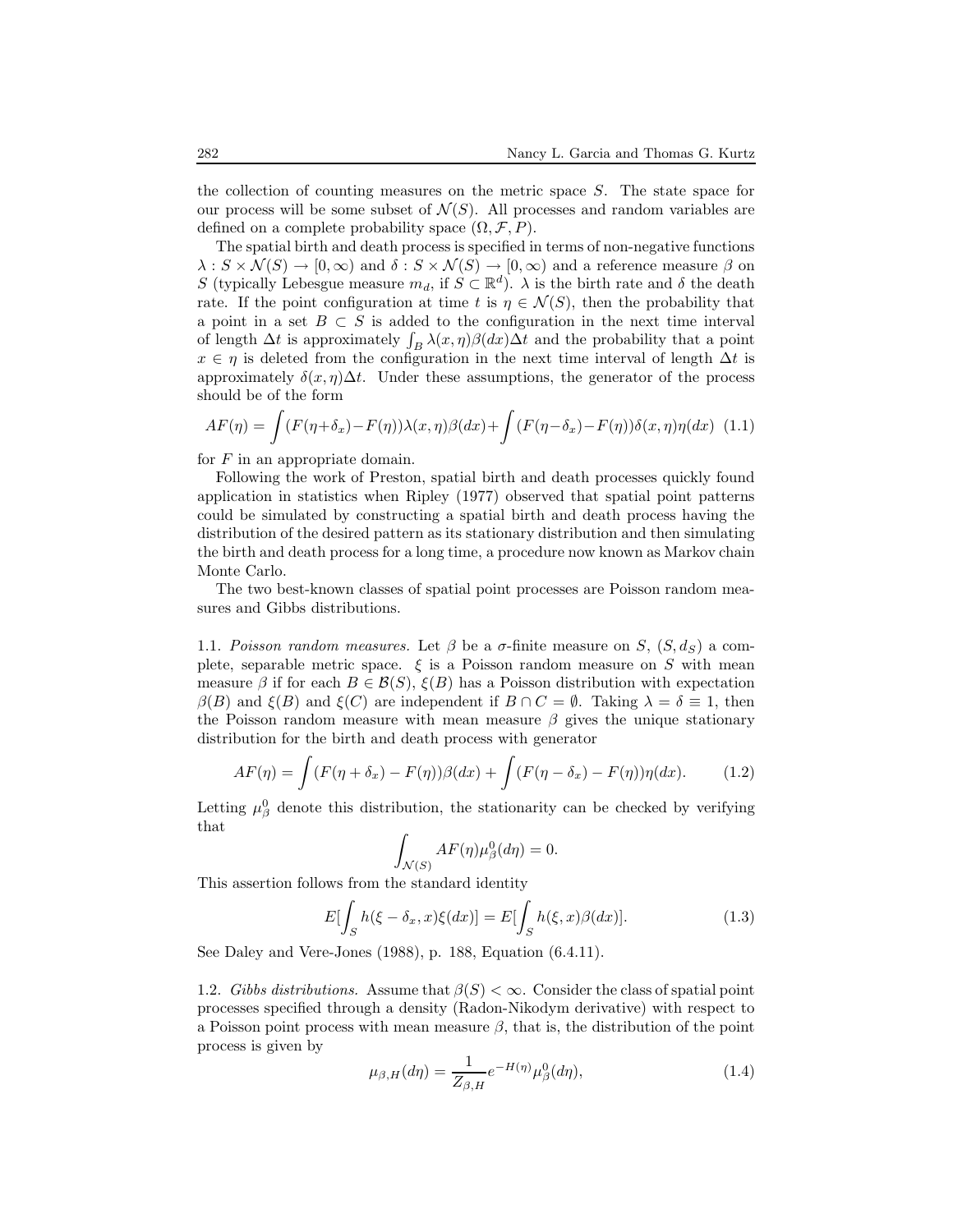the collection of counting measures on the metric space $S$. The state space for our process will be some subset of $\mathcal{N}(S)$. All processes and random variables are defined on a complete probability space $(\Omega, \mathcal{F}, P)$.

The spatial birth and death process is specified in terms of non-negative functions $\lambda : S \times \mathcal{N}(S) \to [0, \infty)$ and $\delta : S \times \mathcal{N}(S) \to [0, \infty)$ and a reference measure $\beta$ on $S$ (typically Lebesgue measure $m_d$, if $S \subset \mathbb{R}^d$). $\lambda$ is the birth rate and $\delta$ the death rate. If the point configuration at time $t$ is $\eta \in \mathcal{N}(S)$, then the probability that a point in a set $B \subset S$ is added to the configuration in the next time interval of length $\Delta t$ is approximately $\int_B \lambda(x, \eta)\beta(dx)\Delta t$ and the probability that a point $x \in \eta$ is deleted from the configuration in the next time interval of length $\Delta t$ is approximately $\delta(x, \eta)\Delta t$. Under these assumptions, the generator of the process should be of the form

$$AF(\eta) = \int (F(\eta+\delta_x) - F(\eta))\lambda(x, \eta)\beta(dx) + \int (F(\eta-\delta_x) - F(\eta))\delta(x, \eta)\eta(dx) \quad (1.1)$$

for $F$ in an appropriate domain.

Following the work of Preston, spatial birth and death processes quickly found application in statistics when Ripley (1977) observed that spatial point patterns could be simulated by constructing a spatial birth and death process having the distribution of the desired pattern as its stationary distribution and then simulating the birth and death process for a long time, a procedure now known as Markov chain Monte Carlo.

The two best-known classes of spatial point processes are Poisson random measures and Gibbs distributions.

1.1. *Poisson random measures.* Let $\beta$ be a $\sigma$-finite measure on $S$, $(S, d_S)$ a complete, separable metric space. $\xi$ is a Poisson random measure on $S$ with mean measure $\beta$ if for each $B \in \mathcal{B}(S)$, $\xi(B)$ has a Poisson distribution with expectation $\beta(B)$ and $\xi(B)$ and $\xi(C)$ are independent if $B \cap C = \emptyset$. Taking $\lambda = \delta \equiv 1$, then the Poisson random measure with mean measure $\beta$ gives the unique stationary distribution for the birth and death process with generator

$$AF(\eta) = \int (F(\eta + \delta_x) - F(\eta))\beta(dx) + \int (F(\eta - \delta_x) - F(\eta))\eta(dx). \quad (1.2)$$

Letting $\mu^0_\beta$ denote this distribution, the stationarity can be checked by verifying that

$$\int_{\mathcal{N}(S)} AF(\eta)\mu^0_\beta(d\eta) = 0.$$

This assertion follows from the standard identity

$$E[\int_S h(\xi - \delta_x, x)\xi(dx)] = E[\int_S h(\xi, x)\beta(dx)]. \quad (1.3)$$

See Daley and Vere-Jones (1988), p. 188, Equation (6.4.11).

1.2. *Gibbs distributions.* Assume that $\beta(S) < \infty$. Consider the class of spatial point processes specified through a density (Radon-Nikodym derivative) with respect to a Poisson point process with mean measure $\beta$, that is, the distribution of the point process is given by

$$\mu_{\beta,H}(d\eta) = \frac{1}{Z_{\beta,H}} e^{-H(\eta)}\mu^0_\beta(d\eta), \quad (1.4)$$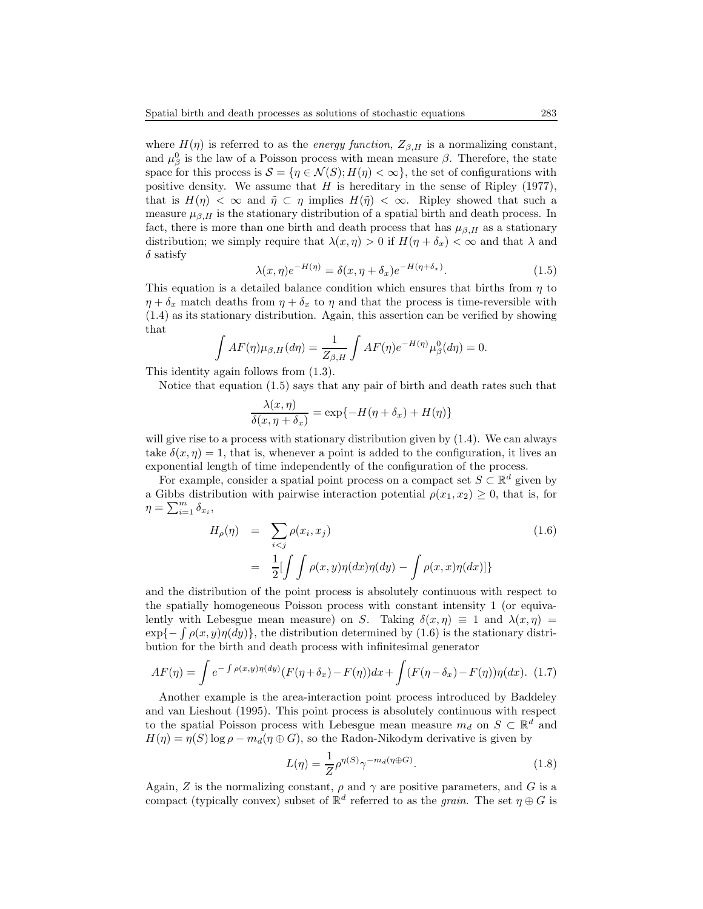where $H(\eta)$ is referred to as the *energy function*, $Z_{\beta,H}$ is a normalizing constant, and $\mu_\beta^0$ is the law of a Poisson process with mean measure $\beta$. Therefore, the state space for this process is $\mathcal{S} = \{\eta \in \mathcal{N}(S); H(\eta) < \infty\}$, the set of configurations with positive density. We assume that $H$ is hereditary in the sense of Ripley (1977), that is $H(\eta) < \infty$ and $\tilde{\eta} \subset \eta$ implies $H(\tilde{\eta}) < \infty$. Ripley showed that such a measure $\mu_{\beta,H}$ is the stationary distribution of a spatial birth and death process. In fact, there is more than one birth and death process that has $\mu_{\beta,H}$ as a stationary distribution; we simply require that $\lambda(x,\eta) > 0$ if $H(\eta + \delta_x) < \infty$ and that $\lambda$ and $\delta$ satisfy

$$\lambda(x,\eta)e^{-H(\eta)} = \delta(x,\eta+\delta_x)e^{-H(\eta+\delta_x)}. \tag{1.5}$$

This equation is a detailed balance condition which ensures that births from $\eta$ to $\eta + \delta_x$ match deaths from $\eta + \delta_x$ to $\eta$ and that the process is time-reversible with (1.4) as its stationary distribution. Again, this assertion can be verified by showing that

$$\int AF(\eta)\mu_{\beta,H}(d\eta) = \frac{1}{Z_{\beta,H}} \int AF(\eta)e^{-H(\eta)}\mu_\beta^0(d\eta) = 0.$$

This identity again follows from (1.3).

Notice that equation (1.5) says that any pair of birth and death rates such that

$$\frac{\lambda(x,\eta)}{\delta(x,\eta+\delta_x)} = \exp\{-H(\eta+\delta_x) + H(\eta)\}$$

will give rise to a process with stationary distribution given by (1.4). We can always take $\delta(x,\eta) = 1$, that is, whenever a point is added to the configuration, it lives an exponential length of time independently of the configuration of the process.

For example, consider a spatial point process on a compact set $S \subset \mathbb{R}^d$ given by a Gibbs distribution with pairwise interaction potential $\rho(x_1,x_2) \geq 0$, that is, for $\eta = \sum_{i=1}^m \delta_{x_i}$,

$$\begin{aligned} H_\rho(\eta) &= \sum_{i<j} \rho(x_i,x_j) \\ &= \frac{1}{2}[\int\int \rho(x,y)\eta(dx)\eta(dy) - \int \rho(x,x)\eta(dx)]\} \end{aligned} \tag{1.6}$$

and the distribution of the point process is absolutely continuous with respect to the spatially homogeneous Poisson process with constant intensity 1 (or equivalently with Lebesgue mean measure) on $S$. Taking $\delta(x,\eta) \equiv 1$ and $\lambda(x,\eta) = \exp\{-\int \rho(x,y)\eta(dy)\}$, the distribution determined by (1.6) is the stationary distribution for the birth and death process with infinitesimal generator

$$AF(\eta) = \int e^{-\int \rho(x,y)\eta(dy)}(F(\eta+\delta_x) - F(\eta))dx + \int (F(\eta-\delta_x) - F(\eta))\eta(dx). \tag{1.7}$$

Another example is the area-interaction point process introduced by Baddeley and van Lieshout (1995). This point process is absolutely continuous with respect to the spatial Poisson process with Lebesgue mean measure $m_d$ on $S \subset \mathbb{R}^d$ and $H(\eta) = \eta(S)\log\rho - m_d(\eta \oplus G)$, so the Radon-Nikodym derivative is given by

$$L(\eta) = \frac{1}{Z}\rho^{\eta(S)}\gamma^{-m_d(\eta\oplus G)}. \tag{1.8}$$

Again, $Z$ is the normalizing constant, $\rho$ and $\gamma$ are positive parameters, and $G$ is a compact (typically convex) subset of $\mathbb{R}^d$ referred to as the *grain*. The set $\eta \oplus G$ is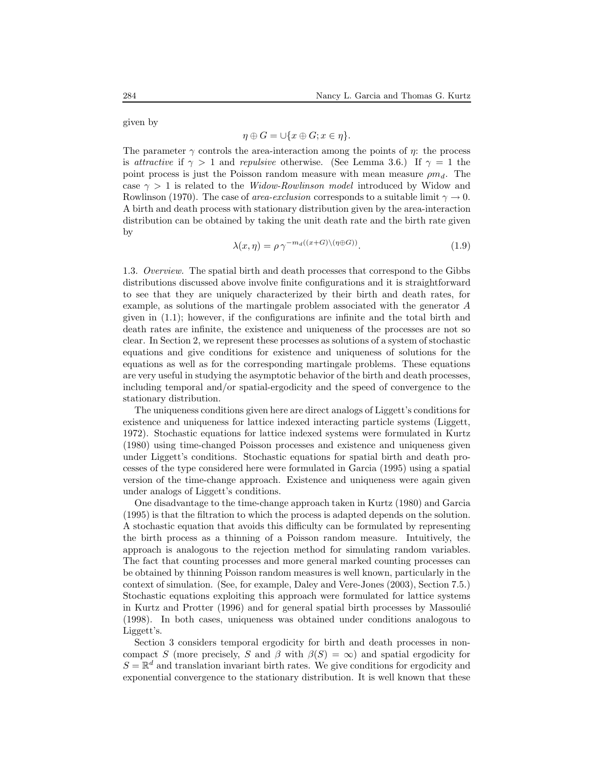given by

$$\eta \oplus G = \cup\{x \oplus G; x \in \eta\}.$$

The parameter $\gamma$ controls the area-interaction among the points of $\eta$: the process is *attractive* if $\gamma > 1$ and *repulsive* otherwise. (See Lemma 3.6.) If $\gamma = 1$ the point process is just the Poisson random measure with mean measure $\rho m_d$. The case $\gamma > 1$ is related to the *Widow-Rowlinson model* introduced by Widow and Rowlinson (1970). The case of *area-exclusion* corresponds to a suitable limit $\gamma \to 0$. A birth and death process with stationary distribution given by the area-interaction distribution can be obtained by taking the unit death rate and the birth rate given by

$$\lambda(x, \eta) = \rho\, \gamma^{-m_d((x+G)\setminus(\eta \oplus G))}. \tag{1.9}$$

1.3. *Overview.* The spatial birth and death processes that correspond to the Gibbs distributions discussed above involve finite configurations and it is straightforward to see that they are uniquely characterized by their birth and death rates, for example, as solutions of the martingale problem associated with the generator $A$ given in (1.1); however, if the configurations are infinite and the total birth and death rates are infinite, the existence and uniqueness of the processes are not so clear. In Section 2, we represent these processes as solutions of a system of stochastic equations and give conditions for existence and uniqueness of solutions for the equations as well as for the corresponding martingale problems. These equations are very useful in studying the asymptotic behavior of the birth and death processes, including temporal and/or spatial-ergodicity and the speed of convergence to the stationary distribution.

The uniqueness conditions given here are direct analogs of Liggett's conditions for existence and uniqueness for lattice indexed interacting particle systems (Liggett, 1972). Stochastic equations for lattice indexed systems were formulated in Kurtz (1980) using time-changed Poisson processes and existence and uniqueness given under Liggett's conditions. Stochastic equations for spatial birth and death processes of the type considered here were formulated in Garcia (1995) using a spatial version of the time-change approach. Existence and uniqueness were again given under analogs of Liggett's conditions.

One disadvantage to the time-change approach taken in Kurtz (1980) and Garcia (1995) is that the filtration to which the process is adapted depends on the solution. A stochastic equation that avoids this difficulty can be formulated by representing the birth process as a thinning of a Poisson random measure. Intuitively, the approach is analogous to the rejection method for simulating random variables. The fact that counting processes and more general marked counting processes can be obtained by thinning Poisson random measures is well known, particularly in the context of simulation. (See, for example, Daley and Vere-Jones (2003), Section 7.5.) Stochastic equations exploiting this approach were formulated for lattice systems in Kurtz and Protter (1996) and for general spatial birth processes by Massoulié (1998). In both cases, uniqueness was obtained under conditions analogous to Liggett's.

Section 3 considers temporal ergodicity for birth and death processes in non-compact $S$ (more precisely, $S$ and $\beta$ with $\beta(S) = \infty$) and spatial ergodicity for $S = \mathbb{R}^d$ and translation invariant birth rates. We give conditions for ergodicity and exponential convergence to the stationary distribution. It is well known that these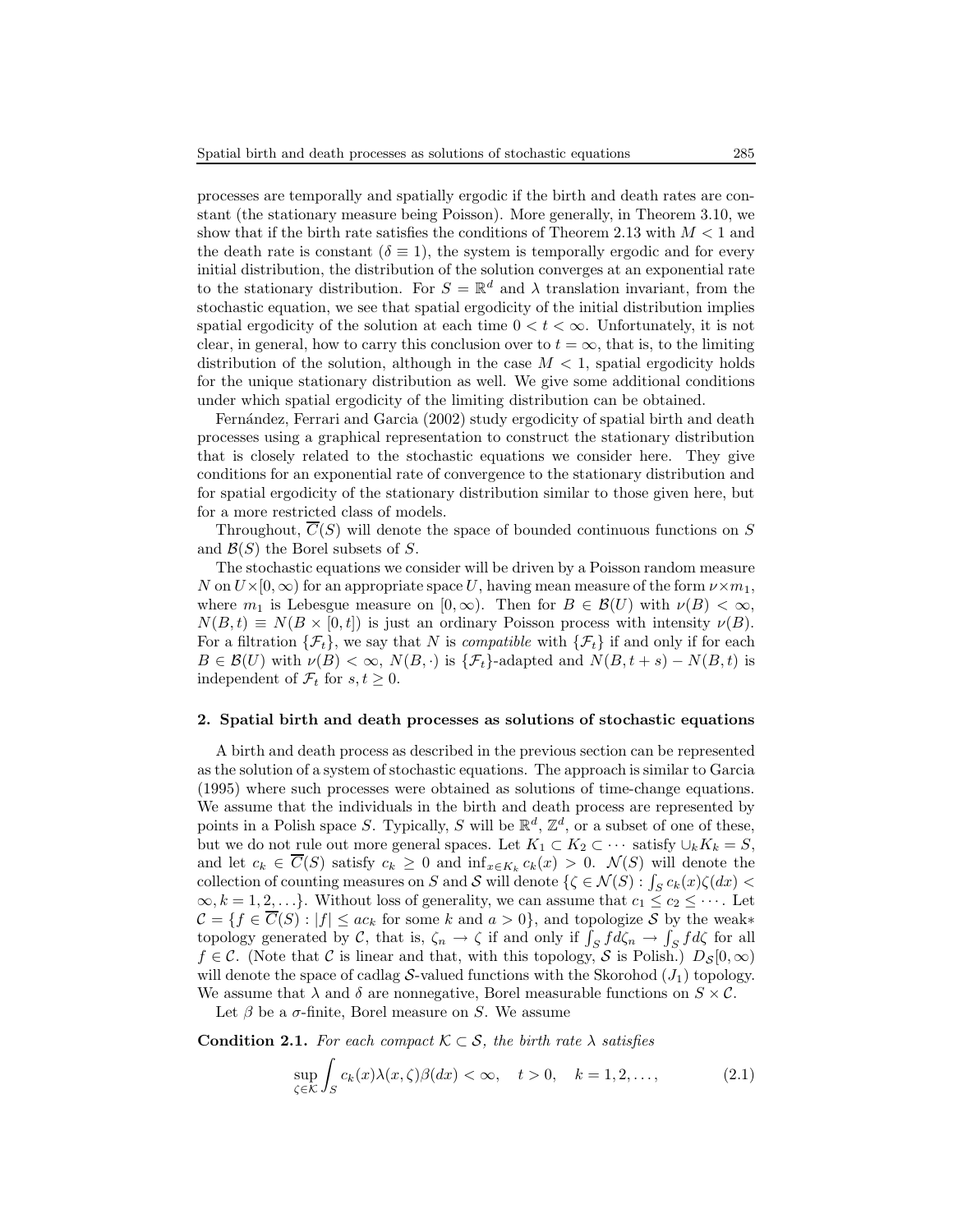processes are temporally and spatially ergodic if the birth and death rates are constant (the stationary measure being Poisson). More generally, in Theorem 3.10, we show that if the birth rate satisfies the conditions of Theorem 2.13 with $M < 1$ and the death rate is constant ($\delta \equiv 1$), the system is temporally ergodic and for every initial distribution, the distribution of the solution converges at an exponential rate to the stationary distribution. For $S = \mathbb{R}^d$ and $\lambda$ translation invariant, from the stochastic equation, we see that spatial ergodicity of the initial distribution implies spatial ergodicity of the solution at each time $0 < t < \infty$. Unfortunately, it is not clear, in general, how to carry this conclusion over to $t = \infty$, that is, to the limiting distribution of the solution, although in the case $M < 1$, spatial ergodicity holds for the unique stationary distribution as well. We give some additional conditions under which spatial ergodicity of the limiting distribution can be obtained.

Fernández, Ferrari and Garcia (2002) study ergodicity of spatial birth and death processes using a graphical representation to construct the stationary distribution that is closely related to the stochastic equations we consider here. They give conditions for an exponential rate of convergence to the stationary distribution and for spatial ergodicity of the stationary distribution similar to those given here, but for a more restricted class of models.

Throughout, $\overline{C}(S)$ will denote the space of bounded continuous functions on $S$ and $\mathcal{B}(S)$ the Borel subsets of $S$.

The stochastic equations we consider will be driven by a Poisson random measure $N$ on $U \times [0, \infty)$ for an appropriate space $U$, having mean measure of the form $\nu \times m_1$, where $m_1$ is Lebesgue measure on $[0, \infty)$. Then for $B \in \mathcal{B}(U)$ with $\nu(B) < \infty$, $N(B, t) \equiv N(B \times [0, t])$ is just an ordinary Poisson process with intensity $\nu(B)$. For a filtration $\{\mathcal{F}_t\}$, we say that $N$ is *compatible* with $\{\mathcal{F}_t\}$ if and only if for each $B \in \mathcal{B}(U)$ with $\nu(B) < \infty$, $N(B, \cdot)$ is $\{\mathcal{F}_t\}$-adapted and $N(B, t+s) - N(B, t)$ is independent of $\mathcal{F}_t$ for $s, t \geq 0$.

## 2. Spatial birth and death processes as solutions of stochastic equations

A birth and death process as described in the previous section can be represented as the solution of a system of stochastic equations. The approach is similar to Garcia (1995) where such processes were obtained as solutions of time-change equations. We assume that the individuals in the birth and death process are represented by points in a Polish space $S$. Typically, $S$ will be $\mathbb{R}^d$, $\mathbb{Z}^d$, or a subset of one of these, but we do not rule out more general spaces. Let $K_1 \subset K_2 \subset \cdots$ satisfy $\cup_k K_k = S$, and let $c_k \in \overline{C}(S)$ satisfy $c_k \geq 0$ and $\inf_{x \in K_k} c_k(x) > 0$. $\mathcal{N}(S)$ will denote the collection of counting measures on $S$ and $\mathcal{S}$ will denote $\{\zeta \in \mathcal{N}(S) : \int_S c_k(x)\zeta(dx) < \infty, k = 1, 2, \ldots\}$. Without loss of generality, we can assume that $c_1 \leq c_2 \leq \cdots$. Let $\mathcal{C} = \{f \in \overline{C}(S) : |f| \leq a c_k \text{ for some } k \text{ and } a > 0\}$, and topologize $\mathcal{S}$ by the weak$*$ topology generated by $\mathcal{C}$, that is, $\zeta_n \to \zeta$ if and only if $\int_S f d\zeta_n \to \int_S f d\zeta$ for all $f \in \mathcal{C}$. (Note that $\mathcal{C}$ is linear and that, with this topology, $\mathcal{S}$ is Polish.) $D_{\mathcal{S}}[0, \infty)$ will denote the space of cadlag $\mathcal{S}$-valued functions with the Skorohod ($J_1$) topology. We assume that $\lambda$ and $\delta$ are nonnegative, Borel measurable functions on $S \times \mathcal{C}$.

Let $\beta$ be a $\sigma$-finite, Borel measure on $S$. We assume

**Condition 2.1.** *For each compact $\mathcal{K} \subset \mathcal{S}$, the birth rate $\lambda$ satisfies*

$$\sup_{\zeta \in \mathcal{K}} \int_S c_k(x) \lambda(x, \zeta) \beta(dx) < \infty, \quad t > 0, \quad k = 1, 2, \ldots, \tag{2.1}$$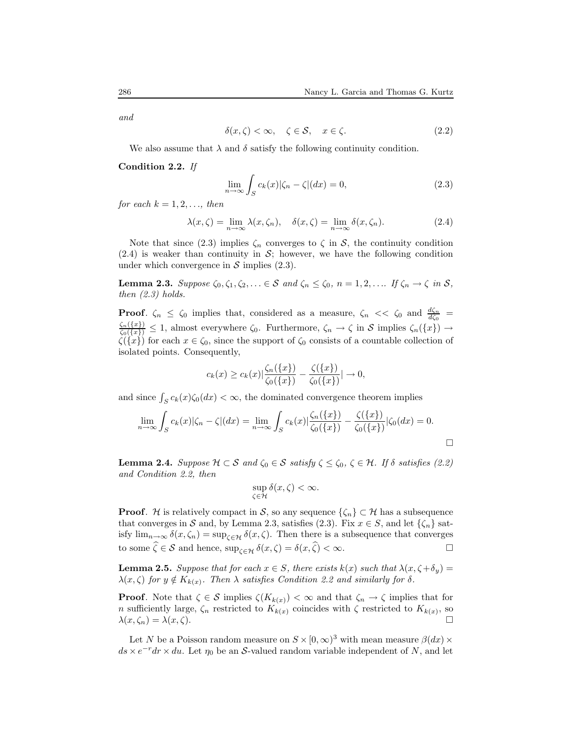*and*

$$\delta(x,\zeta) < \infty, \quad \zeta \in \mathcal{S}, \quad x \in \zeta. \tag{2.2}$$

We also assume that $\lambda$ and $\delta$ satisfy the following continuity condition.

**Condition 2.2.** *If*

$$\lim_{n\to\infty} \int_S c_k(x)|\zeta_n - \zeta|(dx) = 0, \tag{2.3}$$

*for each* $k = 1, 2, \ldots$, *then*

$$\lambda(x,\zeta) = \lim_{n\to\infty} \lambda(x,\zeta_n), \quad \delta(x,\zeta) = \lim_{n\to\infty} \delta(x,\zeta_n). \tag{2.4}$$

Note that since (2.3) implies $\zeta_n$ converges to $\zeta$ in $\mathcal{S}$, the continuity condition (2.4) is weaker than continuity in $\mathcal{S}$; however, we have the following condition under which convergence in $\mathcal{S}$ implies (2.3).

**Lemma 2.3.** *Suppose* $\zeta_0, \zeta_1, \zeta_2, \ldots \in \mathcal{S}$ *and* $\zeta_n \leq \zeta_0$, $n = 1, 2, \ldots$. *If* $\zeta_n \to \zeta$ *in* $\mathcal{S}$, *then (2.3) holds.*

**Proof**. $\zeta_n \leq \zeta_0$ implies that, considered as a measure, $\zeta_n << \zeta_0$ and $\frac{d\zeta_n}{d\zeta_0} = \frac{\zeta_n(\{x\})}{\zeta_0(\{x\})} \leq 1$, almost everywhere $\zeta_0$. Furthermore, $\zeta_n \to \zeta$ in $\mathcal{S}$ implies $\zeta_n(\{x\}) \to \zeta(\{x\})$ for each $x \in \zeta_0$, since the support of $\zeta_0$ consists of a countable collection of isolated points. Consequently,

$$c_k(x) \geq c_k(x)\left|\frac{\zeta_n(\{x\})}{\zeta_0(\{x\})} - \frac{\zeta(\{x\})}{\zeta_0(\{x\})}\right| \to 0,$$

and since $\int_S c_k(x)\zeta_0(dx) < \infty$, the dominated convergence theorem implies

$$\lim_{n\to\infty} \int_S c_k(x)|\zeta_n - \zeta|(dx) = \lim_{n\to\infty} \int_S c_k(x)\left|\frac{\zeta_n(\{x\})}{\zeta_0(\{x\})} - \frac{\zeta(\{x\})}{\zeta_0(\{x\})}\right|\zeta_0(dx) = 0.$$

□

**Lemma 2.4.** *Suppose* $\mathcal{H} \subset \mathcal{S}$ *and* $\zeta_0 \in \mathcal{S}$ *satisfy* $\zeta \leq \zeta_0$, $\zeta \in \mathcal{H}$. *If* $\delta$ *satisfies (2.2) and Condition 2.2, then*

$$\sup_{\zeta\in\mathcal{H}} \delta(x,\zeta) < \infty.$$

**Proof**. $\mathcal{H}$ is relatively compact in $\mathcal{S}$, so any sequence $\{\zeta_n\} \subset \mathcal{H}$ has a subsequence that converges in $\mathcal{S}$ and, by Lemma 2.3, satisfies (2.3). Fix $x \in S$, and let $\{\zeta_n\}$ satisfy $\lim_{n\to\infty} \delta(x,\zeta_n) = \sup_{\zeta\in\mathcal{H}} \delta(x,\zeta)$. Then there is a subsequence that converges to some $\widehat{\zeta} \in \mathcal{S}$ and hence, $\sup_{\zeta\in\mathcal{H}} \delta(x,\zeta) = \delta(x,\widehat{\zeta}) < \infty$. □

**Lemma 2.5.** *Suppose that for each* $x \in S$, *there exists* $k(x)$ *such that* $\lambda(x, \zeta + \delta_y) = \lambda(x,\zeta)$ *for* $y \notin K_{k(x)}$. *Then* $\lambda$ *satisfies Condition 2.2 and similarly for* $\delta$.

**Proof**. Note that $\zeta \in \mathcal{S}$ implies $\zeta(K_{k(x)}) < \infty$ and that $\zeta_n \to \zeta$ implies that for $n$ sufficiently large, $\zeta_n$ restricted to $K_{k(x)}$ coincides with $\zeta$ restricted to $K_{k(x)}$, so $\lambda(x,\zeta_n) = \lambda(x,\zeta)$. □

Let $N$ be a Poisson random measure on $S \times [0,\infty)^3$ with mean measure $\beta(dx) \times ds \times e^{-r}dr \times du$. Let $\eta_0$ be an $\mathcal{S}$-valued random variable independent of $N$, and let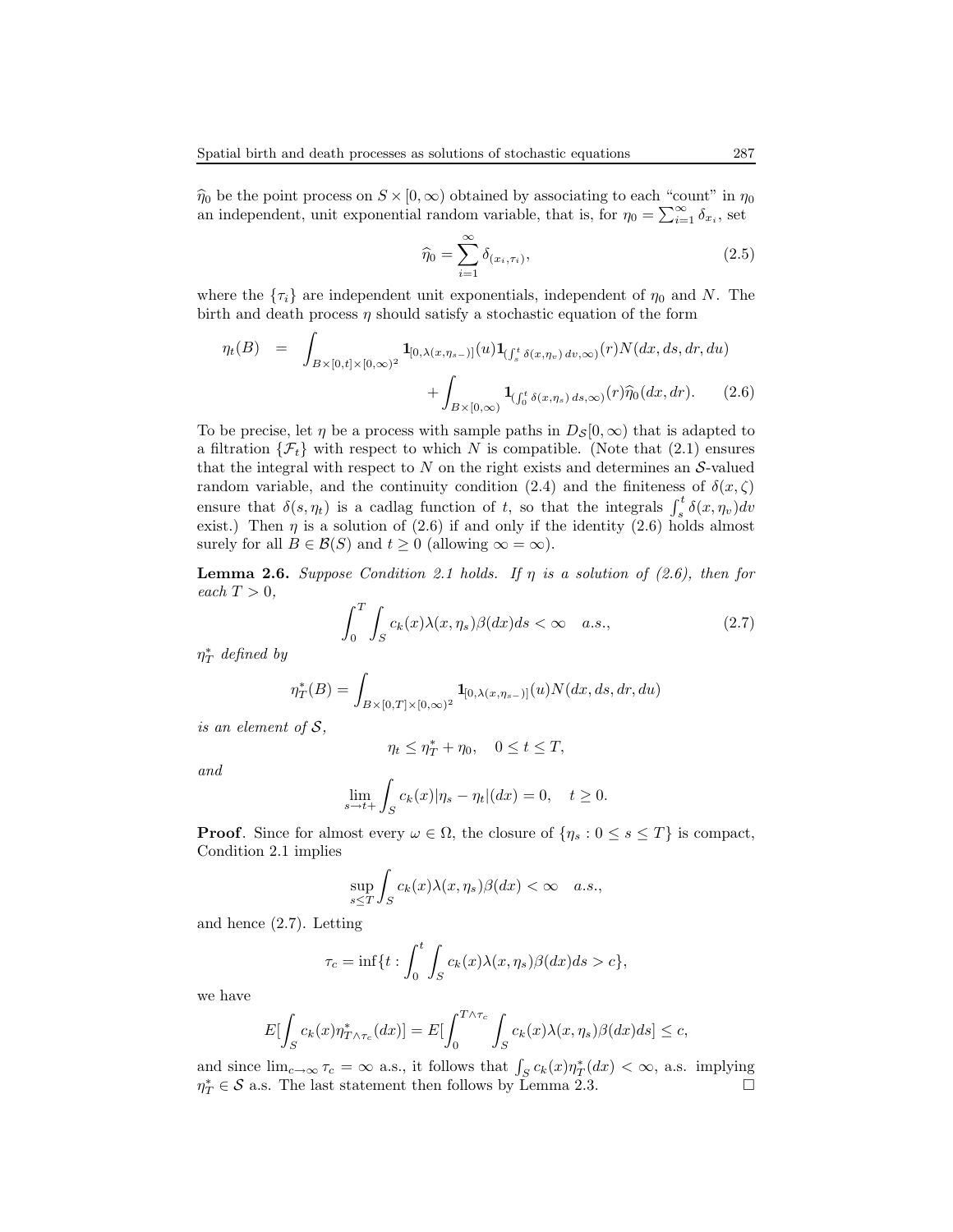$\widehat{\eta}_0$ be the point process on $S \times [0,\infty)$ obtained by associating to each "count" in $\eta_0$ an independent, unit exponential random variable, that is, for $\eta_0 = \sum_{i=1}^{\infty} \delta_{x_i}$, set

$$\widehat{\eta}_0 = \sum_{i=1}^{\infty} \delta_{(x_i,\tau_i)}, \tag{2.5}$$

where the $\{\tau_i\}$ are independent unit exponentials, independent of $\eta_0$ and $N$. The birth and death process $\eta$ should satisfy a stochastic equation of the form

$$\begin{aligned}\eta_t(B) \;=\; & \int_{B\times[0,t]\times[0,\infty)^2} \mathbf{1}_{[0,\lambda(x,\eta_{s-})]}(u)\mathbf{1}_{(\int_s^t \delta(x,\eta_v)\,dv,\infty)}(r)N(dx,ds,dr,du) \\ & + \int_{B\times[0,\infty)} \mathbf{1}_{(\int_0^t \delta(x,\eta_s)\,ds,\infty)}(r)\widehat{\eta}_0(dx,dr). \end{aligned} \tag{2.6}$$

To be precise, let $\eta$ be a process with sample paths in $D_{\mathcal{S}}[0,\infty)$ that is adapted to a filtration $\{\mathcal{F}_t\}$ with respect to which $N$ is compatible. (Note that (2.1) ensures that the integral with respect to $N$ on the right exists and determines an $\mathcal{S}$-valued random variable, and the continuity condition (2.4) and the finiteness of $\delta(x,\zeta)$ ensure that $\delta(s,\eta_t)$ is a cadlag function of $t$, so that the integrals $\int_s^t \delta(x,\eta_v)dv$ exist.) Then $\eta$ is a solution of (2.6) if and only if the identity (2.6) holds almost surely for all $B \in \mathcal{B}(S)$ and $t \geq 0$ (allowing $\infty = \infty$).

**Lemma 2.6.** *Suppose Condition 2.1 holds. If $\eta$ is a solution of (2.6), then for each $T > 0$,*

$$\int_0^T \int_S c_k(x)\lambda(x,\eta_s)\beta(dx)ds < \infty \quad a.s., \tag{2.7}$$

*$\eta_T^*$ defined by*

$$\eta_T^*(B) = \int_{B\times[0,T]\times[0,\infty)^2} \mathbf{1}_{[0,\lambda(x,\eta_{s-})]}(u)N(dx,ds,dr,du)$$

*is an element of $\mathcal{S}$,*

$$\eta_t \leq \eta_T^* + \eta_0, \quad 0 \leq t \leq T,$$

*and*

$$\lim_{s\to t+} \int_S c_k(x)|\eta_s - \eta_t|(dx) = 0, \quad t \geq 0.$$

**Proof**. Since for almost every $\omega \in \Omega$, the closure of $\{\eta_s : 0 \leq s \leq T\}$ is compact, Condition 2.1 implies

$$\sup_{s\leq T} \int_S c_k(x)\lambda(x,\eta_s)\beta(dx) < \infty \quad a.s.,$$

and hence (2.7). Letting

$$\tau_c = \inf\{t : \int_0^t \int_S c_k(x)\lambda(x,\eta_s)\beta(dx)ds > c\},$$

we have

$$E[\int_S c_k(x)\eta^*_{T\wedge\tau_c}(dx)] = E[\int_0^{T\wedge\tau_c}\int_S c_k(x)\lambda(x,\eta_s)\beta(dx)ds] \leq c,$$

and since $\lim_{c\to\infty}\tau_c = \infty$ a.s., it follows that $\int_S c_k(x)\eta_T^*(dx) < \infty$, a.s. implying $\eta_T^* \in \mathcal{S}$ a.s. The last statement then follows by Lemma 2.3. □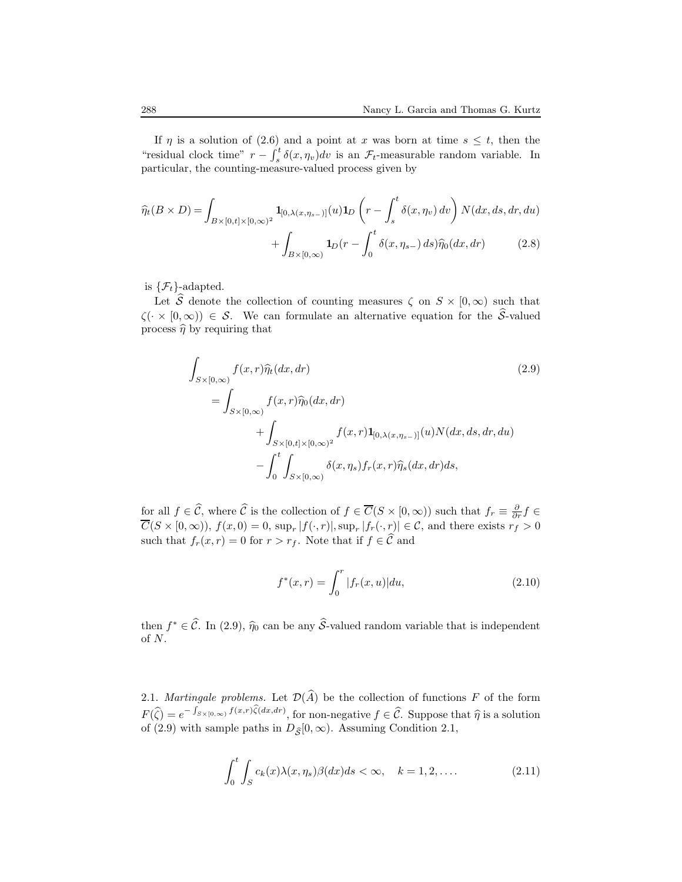If $\eta$ is a solution of (2.6) and a point at $x$ was born at time $s \le t$, then the "residual clock time" $r - \int_s^t \delta(x, \eta_v) dv$ is an $\mathcal{F}_t$-measurable random variable. In particular, the counting-measure-valued process given by

$$\widehat{\eta}_t(B \times D) = \int_{B \times [0,t] \times [0,\infty)^2} \mathbf{1}_{[0,\lambda(x,\eta_{s-})]}(u) \mathbf{1}_D \left( r - \int_s^t \delta(x, \eta_v)\, dv \right) N(dx, ds, dr, du) + \int_{B \times [0,\infty)} \mathbf{1}_D(r - \int_0^t \delta(x, \eta_{s-})\, ds) \widehat{\eta}_0(dx, dr) \tag{2.8}$$

is $\{\mathcal{F}_t\}$-adapted.

Let $\widehat{\mathcal{S}}$ denote the collection of counting measures $\zeta$ on $S \times [0, \infty)$ such that $\zeta(\cdot \times [0, \infty)) \in \mathcal{S}$. We can formulate an alternative equation for the $\widehat{\mathcal{S}}$-valued process $\widehat{\eta}$ by requiring that

$$\begin{aligned}
&\int_{S \times [0,\infty)} f(x, r) \widehat{\eta}_t(dx, dr) \\
&\quad = \int_{S \times [0,\infty)} f(x, r) \widehat{\eta}_0(dx, dr) \\
&\qquad + \int_{S \times [0,t] \times [0,\infty)^2} f(x, r) \mathbf{1}_{[0,\lambda(x,\eta_{s-})]}(u) N(dx, ds, dr, du) \\
&\qquad - \int_0^t \int_{S \times [0,\infty)} \delta(x, \eta_s) f_r(x, r) \widehat{\eta}_s(dx, dr) ds,
\end{aligned} \tag{2.9}$$

for all $f \in \widehat{\mathcal{C}}$, where $\widehat{\mathcal{C}}$ is the collection of $f \in \overline{C}(S \times [0, \infty))$ such that $f_r \equiv \frac{\partial}{\partial r} f \in \overline{C}(S \times [0, \infty))$, $f(x, 0) = 0$, $\sup_r |f(\cdot, r)|, \sup_r |f_r(\cdot, r)| \in \mathcal{C}$, and there exists $r_f > 0$ such that $f_r(x, r) = 0$ for $r > r_f$. Note that if $f \in \widehat{\mathcal{C}}$ and

$$f^*(x, r) = \int_0^r |f_r(x, u)| du, \tag{2.10}$$

then $f^* \in \widehat{\mathcal{C}}$. In (2.9), $\widehat{\eta}_0$ can be any $\widehat{\mathcal{S}}$-valued random variable that is independent of $N$.

2.1. *Martingale problems.* Let $\mathcal{D}(\widehat{A})$ be the collection of functions $F$ of the form $F(\widehat{\zeta}) = e^{-\int_{S \times [0,\infty)} f(x,r) \widehat{\zeta}(dx,dr)}$, for non-negative $f \in \widehat{\mathcal{C}}$. Suppose that $\widehat{\eta}$ is a solution of (2.9) with sample paths in $D_{\widehat{\mathcal{S}}}[0, \infty)$. Assuming Condition 2.1,

$$\int_0^t \int_S c_k(x) \lambda(x, \eta_s) \beta(dx) ds < \infty, \quad k = 1, 2, \ldots. \tag{2.11}$$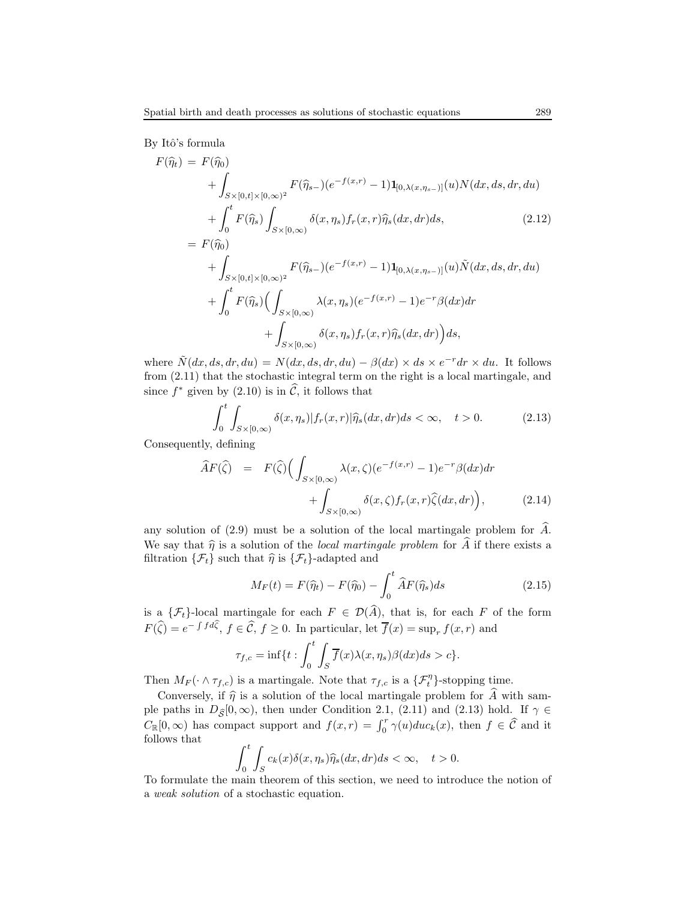By Itô's formula

$$
\begin{aligned}
F(\widehat{\eta}_t) &= F(\widehat{\eta}_0) \\
&\quad + \int_{S\times[0,t]\times[0,\infty)^2} F(\widehat{\eta}_{s-})(e^{-f(x,r)}-1)\mathbf{1}_{[0,\lambda(x,\eta_{s-})]}(u)N(dx,ds,dr,du) \\
&\quad + \int_0^t F(\widehat{\eta}_s)\int_{S\times[0,\infty)} \delta(x,\eta_s)f_r(x,r)\widehat{\eta}_s(dx,dr)ds, \qquad (2.12)\\
&= F(\widehat{\eta}_0) \\
&\quad + \int_{S\times[0,t]\times[0,\infty)^2} F(\widehat{\eta}_{s-})(e^{-f(x,r)}-1)\mathbf{1}_{[0,\lambda(x,\eta_{s-})]}(u)\tilde{N}(dx,ds,dr,du) \\
&\quad + \int_0^t F(\widehat{\eta}_s)\Big(\int_{S\times[0,\infty)} \lambda(x,\eta_s)(e^{-f(x,r)}-1)e^{-r}\beta(dx)dr \\
&\qquad\qquad + \int_{S\times[0,\infty)} \delta(x,\eta_s)f_r(x,r)\widehat{\eta}_s(dx,dr)\Big)ds,
\end{aligned}
$$

where $\tilde{N}(dx,ds,dr,du) = N(dx,ds,dr,du) - \beta(dx)\times ds\times e^{-r}dr\times du$. It follows from (2.11) that the stochastic integral term on the right is a local martingale, and since $f^*$ given by (2.10) is in $\widehat{\mathcal{C}}$, it follows that

$$
\int_0^t \int_{S\times[0,\infty)} \delta(x,\eta_s)|f_r(x,r)|\widehat{\eta}_s(dx,dr)ds < \infty, \quad t>0. \qquad (2.13)
$$

Consequently, defining

$$
\begin{aligned}
\widehat{A}F(\widehat{\zeta}) &= F(\widehat{\zeta})\Big(\int_{S\times[0,\infty)} \lambda(x,\zeta)(e^{-f(x,r)}-1)e^{-r}\beta(dx)dr \\
&\qquad\qquad + \int_{S\times[0,\infty)} \delta(x,\zeta)f_r(x,r)\widehat{\zeta}(dx,dr)\Big), \qquad (2.14)
\end{aligned}
$$

any solution of (2.9) must be a solution of the local martingale problem for $\widehat{A}$. We say that $\widehat{\eta}$ is a solution of the *local martingale problem* for $\widehat{A}$ if there exists a filtration $\{\mathcal{F}_t\}$ such that $\widehat{\eta}$ is $\{\mathcal{F}_t\}$-adapted and

$$
M_F(t) = F(\widehat{\eta}_t) - F(\widehat{\eta}_0) - \int_0^t \widehat{A}F(\widehat{\eta}_s)ds \qquad (2.15)
$$

is a $\{\mathcal{F}_t\}$-local martingale for each $F \in \mathcal{D}(\widehat{A})$, that is, for each $F$ of the form $F(\widehat{\zeta}) = e^{-\int f d\widehat{\zeta}}$, $f \in \widehat{\mathcal{C}}$, $f \geq 0$. In particular, let $\overline{f}(x) = \sup_r f(x,r)$ and

$$
\tau_{f,c} = \inf\{t : \int_0^t \int_S \overline{f}(x)\lambda(x,\eta_s)\beta(dx)ds > c\}.
$$

Then $M_F(\cdot \wedge \tau_{f,c})$ is a martingale. Note that $\tau_{f,c}$ is a $\{\mathcal{F}_t^\eta\}$-stopping time.

Conversely, if $\widehat{\eta}$ is a solution of the local martingale problem for $\widehat{A}$ with sample paths in $D_{\widehat{\mathcal{S}}}[0,\infty)$, then under Condition 2.1, (2.11) and (2.13) hold. If $\gamma \in C_{\mathbb{R}}[0,\infty)$ has compact support and $f(x,r) = \int_0^r \gamma(u)du c_k(x)$, then $f \in \widehat{\mathcal{C}}$ and it follows that

$$
\int_0^t \int_S c_k(x)\delta(x,\eta_s)\widehat{\eta}_s(dx,dr)ds < \infty, \quad t>0.
$$

To formulate the main theorem of this section, we need to introduce the notion of a *weak solution* of a stochastic equation.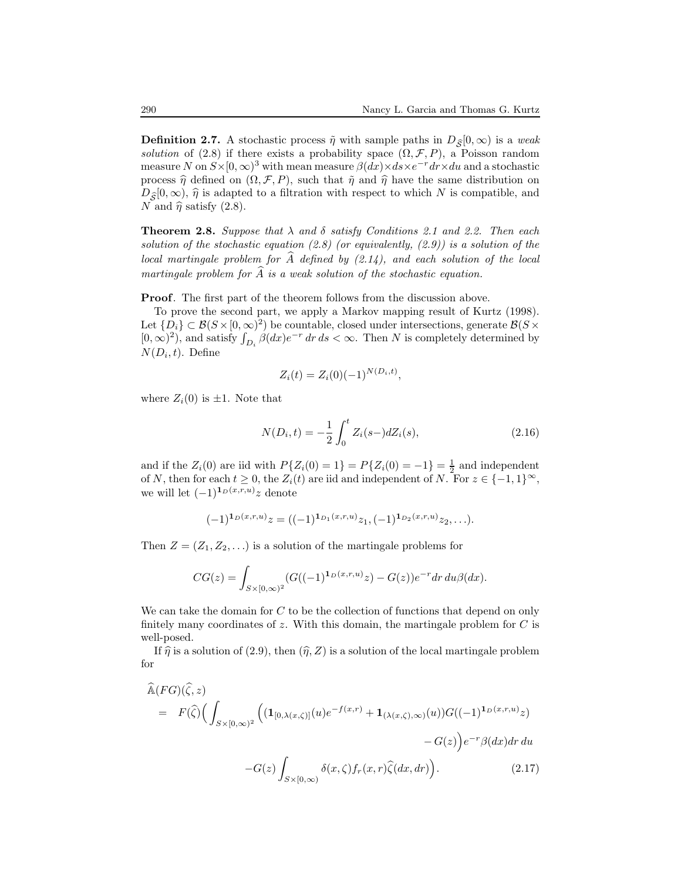**Definition 2.7.** A stochastic process $\tilde{\eta}$ with sample paths in $D_{\widehat{\mathcal{S}}}[0,\infty)$ is a *weak solution* of (2.8) if there exists a probability space $(\Omega, \mathcal{F}, P)$, a Poisson random measure $N$ on $S\times[0,\infty)^3$ with mean measure $\beta(dx)\times ds\times e^{-r}dr\times du$ and a stochastic process $\widehat{\eta}$ defined on $(\Omega, \mathcal{F}, P)$, such that $\tilde{\eta}$ and $\widehat{\eta}$ have the same distribution on $D_{\widehat{\mathcal{S}}}[0,\infty)$, $\widehat{\eta}$ is adapted to a filtration with respect to which $N$ is compatible, and $N$ and $\widehat{\eta}$ satisfy (2.8).

**Theorem 2.8.** *Suppose that $\lambda$ and $\delta$ satisfy Conditions 2.1 and 2.2. Then each solution of the stochastic equation (2.8) (or equivalently, (2.9)) is a solution of the local martingale problem for $\widehat{A}$ defined by (2.14), and each solution of the local martingale problem for $\widehat{A}$ is a weak solution of the stochastic equation.*

**Proof**. The first part of the theorem follows from the discussion above.

To prove the second part, we apply a Markov mapping result of Kurtz (1998). Let $\{D_i\}\subset\mathcal{B}(S\times[0,\infty)^2)$ be countable, closed under intersections, generate $\mathcal{B}(S\times[0,\infty)^2)$, and satisfy $\int_{D_i}\beta(dx)e^{-r}\,dr\,ds<\infty$. Then $N$ is completely determined by $N(D_i,t)$. Define

$$Z_i(t)=Z_i(0)(-1)^{N(D_i,t)},$$

where $Z_i(0)$ is $\pm 1$. Note that

$$N(D_i,t)=-\frac{1}{2}\int_0^t Z_i(s-)dZ_i(s), \tag{2.16}$$

and if the $Z_i(0)$ are iid with $P\{Z_i(0)=1\}=P\{Z_i(0)=-1\}=\frac{1}{2}$ and independent of $N$, then for each $t\geq 0$, the $Z_i(t)$ are iid and independent of $N$. For $z\in\{-1,1\}^\infty$, we will let $(-1)^{\mathbf{1}_D(x,r,u)}z$ denote

$$(-1)^{\mathbf{1}_D(x,r,u)}z=((-1)^{\mathbf{1}_{D_1}(x,r,u)}z_1,(-1)^{\mathbf{1}_{D_2}(x,r,u)}z_2,\ldots).$$

Then $Z=(Z_1,Z_2,\ldots)$ is a solution of the martingale problems for

$$CG(z)=\int_{S\times[0,\infty)^2}(G((-1)^{\mathbf{1}_D(x,r,u)}z)-G(z))e^{-r}dr\,du\beta(dx).$$

We can take the domain for $C$ to be the collection of functions that depend on only finitely many coordinates of $z$. With this domain, the martingale problem for $C$ is well-posed.

If $\widehat{\eta}$ is a solution of (2.9), then $(\widehat{\eta},Z)$ is a solution of the local martingale problem for

$$\begin{aligned}
&\widehat{\mathbb{A}}(FG)(\widehat{\zeta},z)\\
&=\; F(\widehat{\zeta})\Big(\int_{S\times[0,\infty)^2}\Big((\mathbf{1}_{[0,\lambda(x,\zeta)]}(u)e^{-f(x,r)}+\mathbf{1}_{(\lambda(x,\zeta),\infty)}(u))G((-1)^{\mathbf{1}_D(x,r,u)}z)\\
&\qquad\qquad -G(z)\Big)e^{-r}\beta(dx)dr\,du\\
&\qquad -G(z)\int_{S\times[0,\infty)}\delta(x,\zeta)f_r(x,r)\widehat{\zeta}(dx,dr)\Big).
\end{aligned} \tag{2.17}$$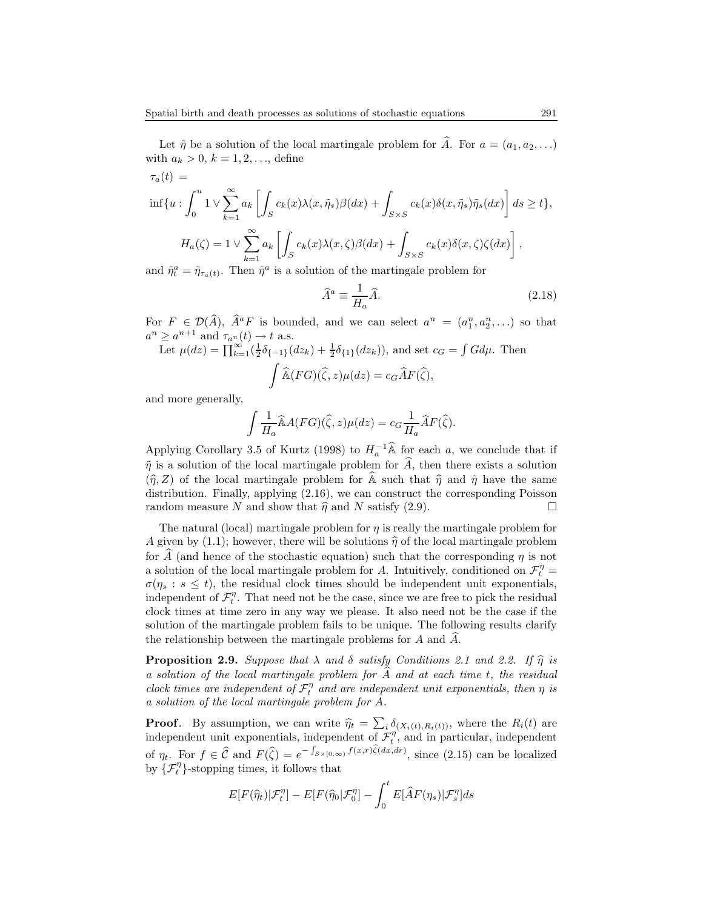Let $\tilde{\eta}$ be a solution of the local martingale problem for $\widehat{A}$. For $a = (a_1, a_2, \ldots)$ with $a_k > 0$, $k = 1, 2, \ldots$, define

$$
\tau_a(t) =
$$

$$
\inf\{u : \int_0^u 1 \vee \sum_{k=1}^{\infty} a_k \left[ \int_S c_k(x)\lambda(x, \tilde{\eta}_s)\beta(dx) + \int_{S\times S} c_k(x)\delta(x, \tilde{\eta}_s)\tilde{\eta}_s(dx) \right] ds \geq t\},
$$

$$
H_a(\zeta) = 1 \vee \sum_{k=1}^{\infty} a_k \left[ \int_S c_k(x)\lambda(x, \zeta)\beta(dx) + \int_{S\times S} c_k(x)\delta(x, \zeta)\zeta(dx) \right],
$$

and $\tilde{\eta}_t^a = \tilde{\eta}_{\tau_a(t)}$. Then $\tilde{\eta}^a$ is a solution of the martingale problem for

$$
\widehat{A}^a \equiv \frac{1}{H_a}\widehat{A}. \tag{2.18}
$$

For $F \in \mathcal{D}(\widehat{A})$, $\widehat{A}^a F$ is bounded, and we can select $a^n = (a_1^n, a_2^n, \ldots)$ so that $a^n \geq a^{n+1}$ and $\tau_{a^n}(t) \to t$ a.s.

Let $\mu(dz) = \prod_{k=1}^{\infty}(\frac{1}{2}\delta_{\{-1\}}(dz_k) + \frac{1}{2}\delta_{\{1\}}(dz_k))$, and set $c_G = \int G d\mu$. Then

$$
\int \widehat{\mathbb{A}}(FG)(\widehat{\zeta}, z)\mu(dz) = c_G \widehat{A}F(\widehat{\zeta}),
$$

and more generally,

$$
\int \frac{1}{H_a}\widehat{\mathbb{A}}A(FG)(\widehat{\zeta}, z)\mu(dz) = c_G \frac{1}{H_a}\widehat{A}F(\widehat{\zeta}).
$$

Applying Corollary 3.5 of Kurtz (1998) to $H_a^{-1}\widehat{\mathbb{A}}$ for each $a$, we conclude that if $\tilde{\eta}$ is a solution of the local martingale problem for $\widehat{A}$, then there exists a solution $(\widehat{\eta}, Z)$ of the local martingale problem for $\widehat{\mathbb{A}}$ such that $\widehat{\eta}$ and $\tilde{\eta}$ have the same distribution. Finally, applying (2.16), we can construct the corresponding Poisson random measure $N$ and show that $\widehat{\eta}$ and $N$ satisfy (2.9). $\square$

The natural (local) martingale problem for $\eta$ is really the martingale problem for $A$ given by (1.1); however, there will be solutions $\widehat{\eta}$ of the local martingale problem for $\widehat{A}$ (and hence of the stochastic equation) such that the corresponding $\eta$ is not a solution of the local martingale problem for $A$. Intuitively, conditioned on $\mathcal{F}_t^\eta = \sigma(\eta_s : s \leq t)$, the residual clock times should be independent unit exponentials, independent of $\mathcal{F}_t^\eta$. That need not be the case, since we are free to pick the residual clock times at time zero in any way we please. It also need not be the case if the solution of the martingale problem fails to be unique. The following results clarify the relationship between the martingale problems for $A$ and $\widehat{A}$.

**Proposition 2.9.** *Suppose that $\lambda$ and $\delta$ satisfy Conditions 2.1 and 2.2. If $\widehat{\eta}$ is a solution of the local martingale problem for $\widehat{A}$ and at each time $t$, the residual clock times are independent of $\mathcal{F}_t^\eta$ and are independent unit exponentials, then $\eta$ is a solution of the local martingale problem for $A$.*

**Proof**. By assumption, we can write $\widehat{\eta}_t = \sum_i \delta_{(X_i(t), R_i(t))}$, where the $R_i(t)$ are independent unit exponentials, independent of $\mathcal{F}_t^\eta$, and in particular, independent of $\eta_t$. For $f \in \widehat{\mathcal{C}}$ and $F(\widehat{\zeta}) = e^{-\int_{S\times[0,\infty)} f(x,r)\widehat{\zeta}(dx,dr)}$, since (2.15) can be localized by $\{\mathcal{F}_t^\eta\}$-stopping times, it follows that

$$
E[F(\widehat{\eta}_t)|\mathcal{F}_t^\eta] - E[F(\widehat{\eta}_0|\mathcal{F}_0^\eta] - \int_0^t E[\widehat{A}F(\eta_s)|\mathcal{F}_s^\eta]ds
$$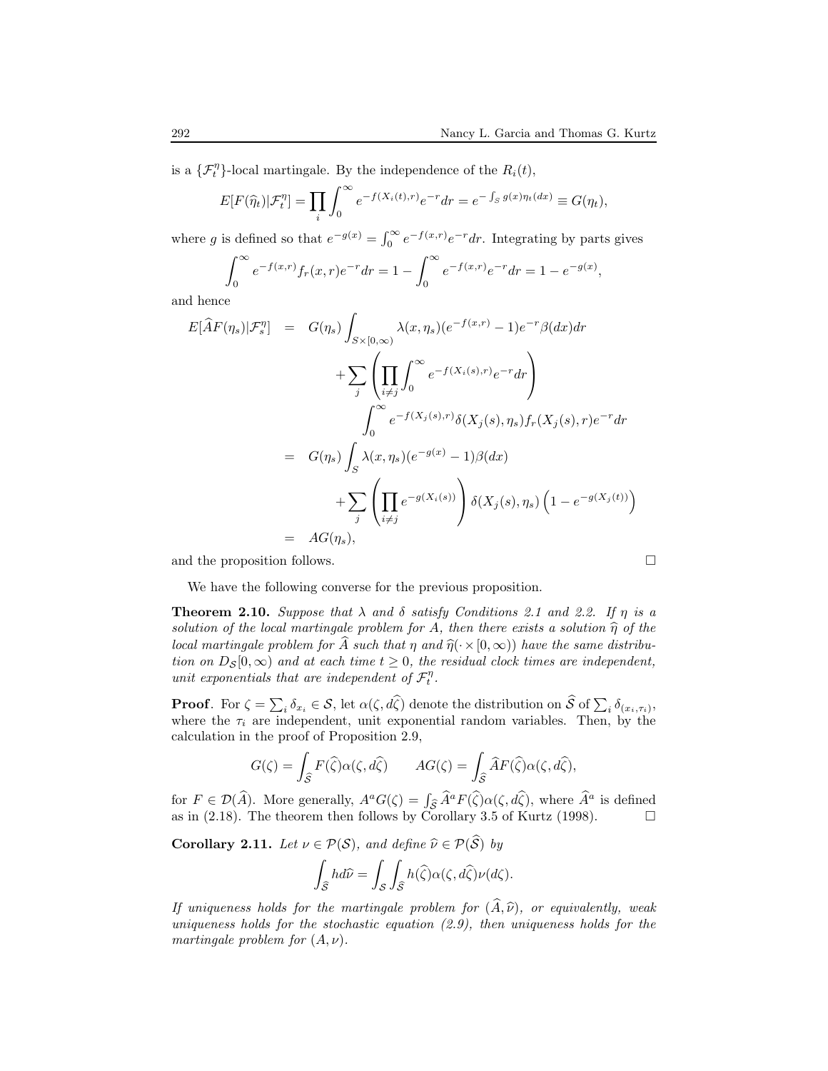is a $\{\mathcal{F}_t^\eta\}$-local martingale. By the independence of the $R_i(t)$,

$$E[F(\widehat{\eta}_t)|\mathcal{F}_t^\eta] = \prod_i \int_0^\infty e^{-f(X_i(t),r)} e^{-r} dr = e^{-\int_S g(x)\eta_t(dx)} \equiv G(\eta_t),$$

where $g$ is defined so that $e^{-g(x)} = \int_0^\infty e^{-f(x,r)} e^{-r} dr$. Integrating by parts gives

$$\int_0^\infty e^{-f(x,r)} f_r(x,r) e^{-r} dr = 1 - \int_0^\infty e^{-f(x,r)} e^{-r} dr = 1 - e^{-g(x)},$$

and hence

$$\begin{aligned}
E[\widehat{A}F(\eta_s)|\mathcal{F}_s^\eta] &= G(\eta_s) \int_{S\times[0,\infty)} \lambda(x,\eta_s)(e^{-f(x,r)} - 1) e^{-r} \beta(dx) dr \\
&\quad + \sum_j \left( \prod_{i\neq j} \int_0^\infty e^{-f(X_i(s),r)} e^{-r} dr \right) \\
&\qquad \int_0^\infty e^{-f(X_j(s),r)} \delta(X_j(s),\eta_s) f_r(X_j(s),r) e^{-r} dr \\
&= G(\eta_s) \int_S \lambda(x,\eta_s)(e^{-g(x)} - 1) \beta(dx) \\
&\quad + \sum_j \left( \prod_{i\neq j} e^{-g(X_i(s))} \right) \delta(X_j(s),\eta_s) \left(1 - e^{-g(X_j(t))}\right) \\
&= AG(\eta_s),
\end{aligned}$$

and the proposition follows. $\square$

We have the following converse for the previous proposition.

**Theorem 2.10.** *Suppose that $\lambda$ and $\delta$ satisfy Conditions 2.1 and 2.2. If $\eta$ is a solution of the local martingale problem for $A$, then there exists a solution $\widehat{\eta}$ of the local martingale problem for $\widehat{A}$ such that $\eta$ and $\widehat{\eta}(\cdot \times [0,\infty))$ have the same distribution on $D_{\mathcal{S}}[0,\infty)$ and at each time $t \geq 0$, the residual clock times are independent, unit exponentials that are independent of $\mathcal{F}_t^\eta$.*

**Proof**. For $\zeta = \sum_i \delta_{x_i} \in \mathcal{S}$, let $\alpha(\zeta, d\widehat{\zeta})$ denote the distribution on $\widehat{\mathcal{S}}$ of $\sum_i \delta_{(x_i,\tau_i)}$, where the $\tau_i$ are independent, unit exponential random variables. Then, by the calculation in the proof of Proposition 2.9,

$$G(\zeta) = \int_{\widehat{\mathcal{S}}} F(\widehat{\zeta}) \alpha(\zeta, d\widehat{\zeta}) \qquad AG(\zeta) = \int_{\widehat{\mathcal{S}}} \widehat{A}F(\widehat{\zeta}) \alpha(\zeta, d\widehat{\zeta}),$$

for $F \in \mathcal{D}(\widehat{A})$. More generally, $A^a G(\zeta) = \int_{\widehat{\mathcal{S}}} \widehat{A}^a F(\widehat{\zeta}) \alpha(\zeta, d\widehat{\zeta})$, where $\widehat{A}^a$ is defined as in (2.18). The theorem then follows by Corollary 3.5 of Kurtz (1998). $\square$

**Corollary 2.11.** *Let $\nu \in \mathcal{P}(\mathcal{S})$, and define $\widehat{\nu} \in \mathcal{P}(\widehat{\mathcal{S}})$ by*

$$\int_{\widehat{\mathcal{S}}} h d\widehat{\nu} = \int_{\mathcal{S}} \int_{\widehat{\mathcal{S}}} h(\widehat{\zeta}) \alpha(\zeta, d\widehat{\zeta}) \nu(d\zeta).$$

*If uniqueness holds for the martingale problem for $(\widehat{A}, \widehat{\nu})$, or equivalently, weak uniqueness holds for the stochastic equation (2.9), then uniqueness holds for the martingale problem for $(A, \nu)$.*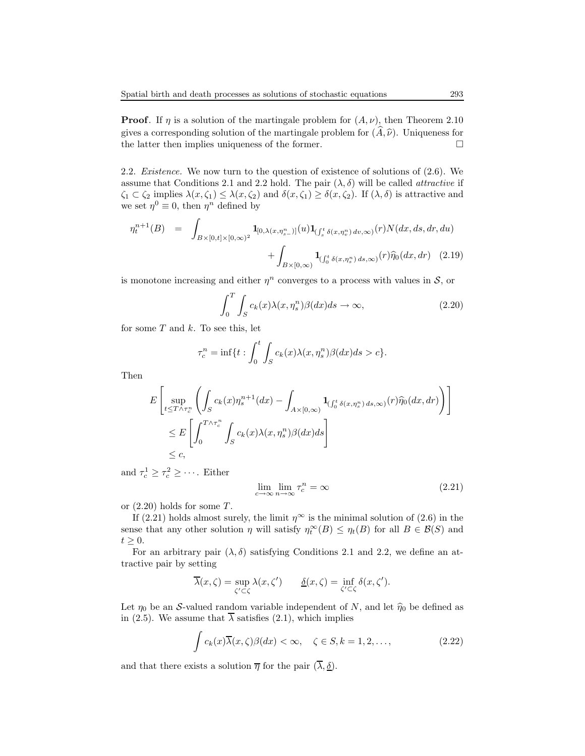**Proof**. If $\eta$ is a solution of the martingale problem for $(A, \nu)$, then Theorem 2.10 gives a corresponding solution of the martingale problem for $(\widehat{A}, \widehat{\nu})$. Uniqueness for the latter then implies uniqueness of the former. $\square$

2.2. *Existence.* We now turn to the question of existence of solutions of (2.6). We assume that Conditions 2.1 and 2.2 hold. The pair $(\lambda, \delta)$ will be called *attractive* if $\zeta_1 \subset \zeta_2$ implies $\lambda(x, \zeta_1) \leq \lambda(x, \zeta_2)$ and $\delta(x, \zeta_1) \geq \delta(x, \zeta_2)$. If $(\lambda, \delta)$ is attractive and we set $\eta^0 \equiv 0$, then $\eta^n$ defined by

$$\eta_t^{n+1}(B) = \int_{B\times[0,t]\times[0,\infty)^2} \mathbf{1}_{[0,\lambda(x,\eta_{s-}^n)]}(u)\mathbf{1}_{(\int_s^t \delta(x,\eta_v^n)\,dv,\infty)}(r)N(dx,ds,dr,du) + \int_{B\times[0,\infty)} \mathbf{1}_{(\int_0^t \delta(x,\eta_s^n)\,ds,\infty)}(r)\widehat{\eta}_0(dx,dr) \quad (2.19)$$

is monotone increasing and either $\eta^n$ converges to a process with values in $\mathcal{S}$, or

$$\int_0^T \int_S c_k(x)\lambda(x,\eta_s^n)\beta(dx)ds \to \infty, \tag{2.20}$$

for some $T$ and $k$. To see this, let

$$\tau_c^n = \inf\{t : \int_0^t \int_S c_k(x)\lambda(x,\eta_s^n)\beta(dx)ds > c\}.$$

Then

$$\begin{aligned}
E&\left[\sup_{t\leq T\wedge\tau_c^n}\left(\int_S c_k(x)\eta_s^{n+1}(dx) - \int_{A\times[0,\infty)} \mathbf{1}_{(\int_0^t \delta(x,\eta_s^n)\,ds,\infty)}(r)\widehat{\eta}_0(dx,dr)\right)\right] \\
&\leq E\left[\int_0^{T\wedge\tau_c^n}\int_S c_k(x)\lambda(x,\eta_s^n)\beta(dx)ds\right] \\
&\leq c,
\end{aligned}$$

and $\tau_c^1 \geq \tau_c^2 \geq \cdots$. Either

$$\lim_{c\to\infty}\lim_{n\to\infty}\tau_c^n = \infty \tag{2.21}$$

or (2.20) holds for some $T$.

If (2.21) holds almost surely, the limit $\eta^\infty$ is the minimal solution of (2.6) in the sense that any other solution $\eta$ will satisfy $\eta_t^\infty(B) \leq \eta_t(B)$ for all $B \in \mathcal{B}(S)$ and $t \geq 0$.

For an arbitrary pair $(\lambda, \delta)$ satisfying Conditions 2.1 and 2.2, we define an attractive pair by setting

$$\overline{\lambda}(x,\zeta) = \sup_{\zeta'\subset\zeta}\lambda(x,\zeta') \qquad \underline{\delta}(x,\zeta) = \inf_{\zeta'\subset\zeta}\delta(x,\zeta').$$

Let $\eta_0$ be an $\mathcal{S}$-valued random variable independent of $N$, and let $\widehat{\eta}_0$ be defined as in (2.5). We assume that $\overline{\lambda}$ satisfies (2.1), which implies

$$\int c_k(x)\overline{\lambda}(x,\zeta)\beta(dx) < \infty, \quad \zeta \in S, k = 1,2,\ldots, \tag{2.22}$$

and that there exists a solution $\overline{\eta}$ for the pair $(\overline{\lambda}, \underline{\delta})$.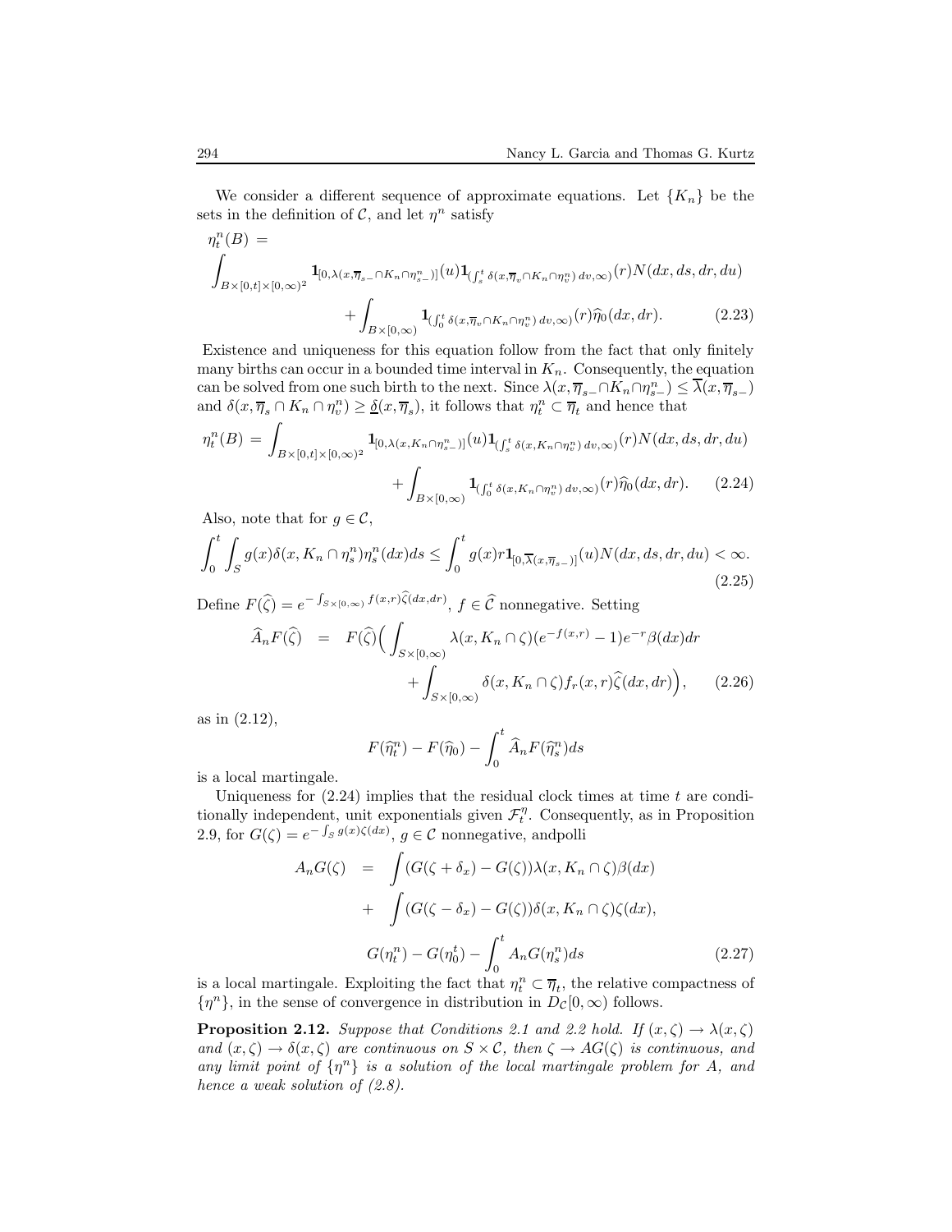We consider a different sequence of approximate equations. Let $\{K_n\}$ be the sets in the definition of $\mathcal{C}$, and let $\eta^n$ satisfy

$$
\begin{aligned}
\eta^n_t(B) = & \\
\int_{B\times[0,t]\times[0,\infty)^2} & \mathbf{1}_{[0,\lambda(x,\overline{\eta}_{s-}\cap K_n\cap\eta^n_{s-})]}(u)\mathbf{1}_{(\int_s^t \delta(x,\overline{\eta}_v\cap K_n\cap\eta^n_v)\,dv,\infty)}(r)N(dx,ds,dr,du) \\
& + \int_{B\times[0,\infty)} \mathbf{1}_{(\int_0^t \delta(x,\overline{\eta}_v\cap K_n\cap\eta^n_v)\,dv,\infty)}(r)\widehat{\eta}_0(dx,dr). \qquad (2.23)
\end{aligned}
$$

Existence and uniqueness for this equation follow from the fact that only finitely many births can occur in a bounded time interval in $K_n$. Consequently, the equation can be solved from one such birth to the next. Since $\lambda(x,\overline{\eta}_{s-}\cap K_n\cap\eta^n_{s-}) \le \overline{\lambda}(x,\overline{\eta}_{s-})$ and $\delta(x,\overline{\eta}_s\cap K_n\cap\eta^n_v) \ge \underline{\delta}(x,\overline{\eta}_s)$, it follows that $\eta^n_t \subset \overline{\eta}_t$ and hence that

$$
\begin{aligned}
\eta^n_t(B) = \int_{B\times[0,t]\times[0,\infty)^2} & \mathbf{1}_{[0,\lambda(x,K_n\cap\eta^n_{s-})]}(u)\mathbf{1}_{(\int_s^t \delta(x,K_n\cap\eta^n_v)\,dv,\infty)}(r)N(dx,ds,dr,du) \\
& + \int_{B\times[0,\infty)} \mathbf{1}_{(\int_0^t \delta(x,K_n\cap\eta^n_v)\,dv,\infty)}(r)\widehat{\eta}_0(dx,dr). \qquad (2.24)
\end{aligned}
$$

Also, note that for $g\in\mathcal{C}$,

$$
\int_0^t\int_S g(x)\delta(x,K_n\cap\eta^n_s)\eta^n_s(dx)ds \le \int_0^t g(x)r\mathbf{1}_{[0,\overline{\lambda}(x,\overline{\eta}_{s-})]}(u)N(dx,ds,dr,du) < \infty. \qquad (2.25)
$$

Define $F(\widehat{\zeta}) = e^{-\int_{S\times[0,\infty)} f(x,r)\widehat{\zeta}(dx,dr)}$, $f\in\widehat{\mathcal{C}}$ nonnegative. Setting

$$
\begin{aligned}
\widehat{A}_nF(\widehat{\zeta}) &= F(\widehat{\zeta})\Big(\int_{S\times[0,\infty)} \lambda(x,K_n\cap\zeta)(e^{-f(x,r)}-1)e^{-r}\beta(dx)dr \\
&\qquad + \int_{S\times[0,\infty)} \delta(x,K_n\cap\zeta)f_r(x,r)\widehat{\zeta}(dx,dr)\Big), \qquad (2.26)
\end{aligned}
$$

as in (2.12),

$$
F(\widehat{\eta}^n_t) - F(\widehat{\eta}_0) - \int_0^t \widehat{A}_nF(\widehat{\eta}^n_s)ds
$$

is a local martingale.

Uniqueness for (2.24) implies that the residual clock times at time $t$ are conditionally independent, unit exponentials given $\mathcal{F}^\eta_t$. Consequently, as in Proposition 2.9, for $G(\zeta) = e^{-\int_S g(x)\zeta(dx)}$, $g\in\mathcal{C}$ nonnegative, andpolli

$$
\begin{aligned}
A_nG(\zeta) &= \int (G(\zeta+\delta_x)-G(\zeta))\lambda(x,K_n\cap\zeta)\beta(dx) \\
&+ \int (G(\zeta-\delta_x)-G(\zeta))\delta(x,K_n\cap\zeta)\zeta(dx), \\
& G(\eta^n_t) - G(\eta^t_0) - \int_0^t A_nG(\eta^n_s)ds \qquad (2.27)
\end{aligned}
$$

is a local martingale. Exploiting the fact that $\eta^n_t \subset \overline{\eta}_t$, the relative compactness of $\{\eta^n\}$, in the sense of convergence in distribution in $D_{\mathcal{C}}[0,\infty)$ follows.

**Proposition 2.12.** *Suppose that Conditions 2.1 and 2.2 hold. If $(x,\zeta)\to\lambda(x,\zeta)$ and $(x,\zeta)\to\delta(x,\zeta)$ are continuous on $S\times\mathcal{C}$, then $\zeta\to AG(\zeta)$ is continuous, and any limit point of $\{\eta^n\}$ is a solution of the local martingale problem for $A$, and hence a weak solution of (2.8).*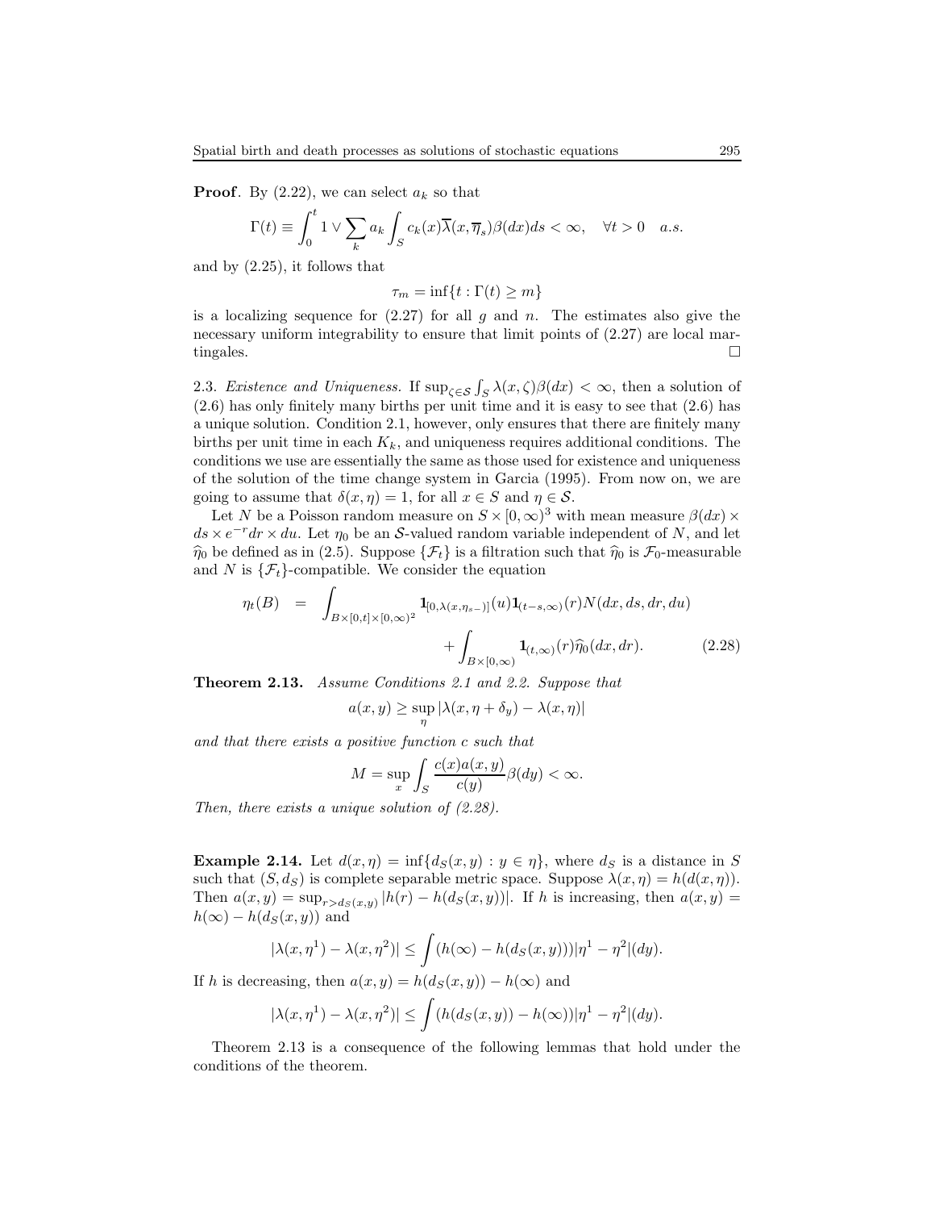**Proof**. By (2.22), we can select $a_k$ so that

$$\Gamma(t) \equiv \int_0^t 1 \vee \sum_k a_k \int_S c_k(x)\overline{\lambda}(x, \overline{\eta}_s)\beta(dx)ds < \infty, \quad \forall t > 0 \quad a.s.$$

and by (2.25), it follows that

$$\tau_m = \inf\{t : \Gamma(t) \geq m\}$$

is a localizing sequence for (2.27) for all $g$ and $n$. The estimates also give the necessary uniform integrability to ensure that limit points of (2.27) are local martingales. □

2.3. *Existence and Uniqueness.* If $\sup_{\zeta \in \mathcal{S}} \int_S \lambda(x, \zeta)\beta(dx) < \infty$, then a solution of (2.6) has only finitely many births per unit time and it is easy to see that (2.6) has a unique solution. Condition 2.1, however, only ensures that there are finitely many births per unit time in each $K_k$, and uniqueness requires additional conditions. The conditions we use are essentially the same as those used for existence and uniqueness of the solution of the time change system in Garcia (1995). From now on, we are going to assume that $\delta(x, \eta) = 1$, for all $x \in S$ and $\eta \in \mathcal{S}$.

Let $N$ be a Poisson random measure on $S \times [0, \infty)^3$ with mean measure $\beta(dx) \times ds \times e^{-r}dr \times du$. Let $\eta_0$ be an $\mathcal{S}$-valued random variable independent of $N$, and let $\widehat{\eta}_0$ be defined as in (2.5). Suppose $\{\mathcal{F}_t\}$ is a filtration such that $\widehat{\eta}_0$ is $\mathcal{F}_0$-measurable and $N$ is $\{\mathcal{F}_t\}$-compatible. We consider the equation

$$\begin{aligned}\eta_t(B) \quad = \quad & \int_{B \times [0,t] \times [0,\infty)^2} \mathbf{1}_{[0,\lambda(x,\eta_{s-})]}(u)\mathbf{1}_{(t-s,\infty)}(r)N(dx, ds, dr, du) \\ & + \int_{B \times [0,\infty)} \mathbf{1}_{(t,\infty)}(r)\widehat{\eta}_0(dx, dr). \end{aligned} \tag{2.28}$$

**Theorem 2.13.** *Assume Conditions 2.1 and 2.2. Suppose that*

$$a(x, y) \geq \sup_{\eta} |\lambda(x, \eta + \delta_y) - \lambda(x, \eta)|$$

*and that there exists a positive function $c$ such that*

$$M = \sup_x \int_S \frac{c(x)a(x, y)}{c(y)}\beta(dy) < \infty.$$

*Then, there exists a unique solution of (2.28).*

**Example 2.14.** Let $d(x, \eta) = \inf\{d_S(x, y) : y \in \eta\}$, where $d_S$ is a distance in $S$ such that $(S, d_S)$ is complete separable metric space. Suppose $\lambda(x, \eta) = h(d(x, \eta))$. Then $a(x, y) = \sup_{r > d_S(x,y)} |h(r) - h(d_S(x, y))|$. If $h$ is increasing, then $a(x, y) = h(\infty) - h(d_S(x, y))$ and

$$|\lambda(x, \eta^1) - \lambda(x, \eta^2)| \leq \int (h(\infty) - h(d_S(x, y)))|\eta^1 - \eta^2|(dy).$$

If $h$ is decreasing, then $a(x, y) = h(d_S(x, y)) - h(\infty)$ and

$$|\lambda(x, \eta^1) - \lambda(x, \eta^2)| \leq \int (h(d_S(x, y)) - h(\infty))|\eta^1 - \eta^2|(dy).$$

Theorem 2.13 is a consequence of the following lemmas that hold under the conditions of the theorem.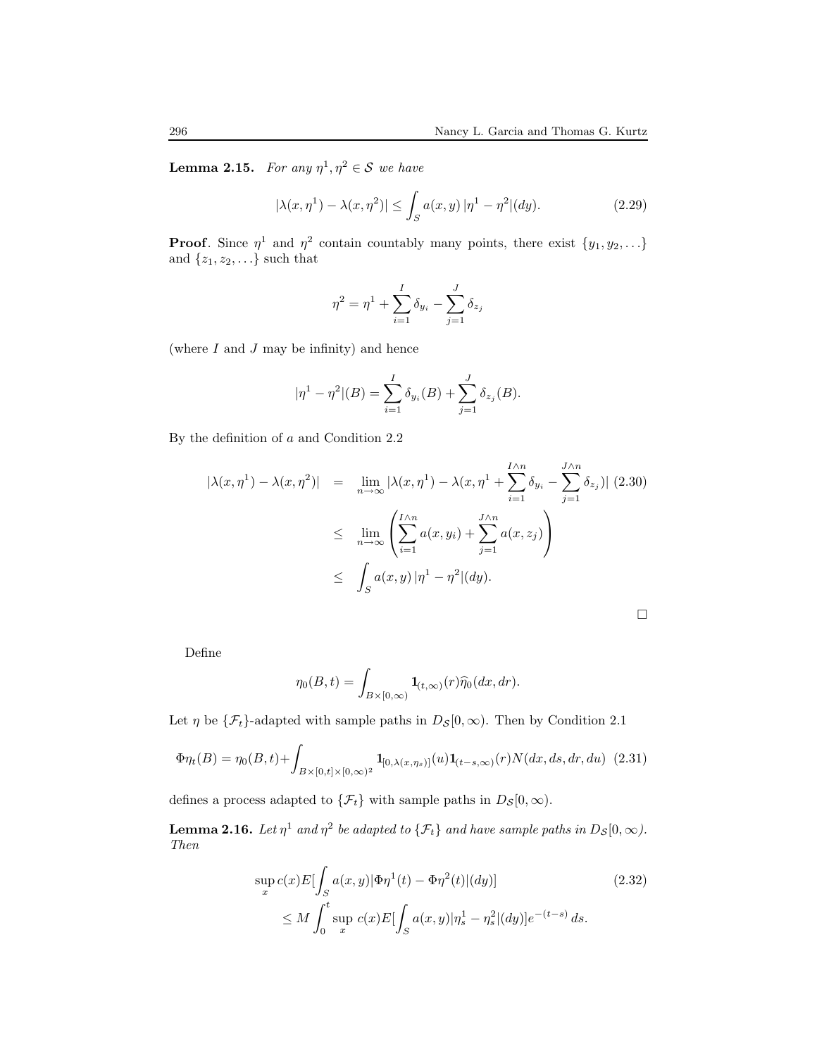**Lemma 2.15.** *For any $\eta^1, \eta^2 \in \mathcal{S}$ we have*

$$|\lambda(x,\eta^1) - \lambda(x,\eta^2)| \leq \int_S a(x,y)\,|\eta^1 - \eta^2|(dy). \tag{2.29}$$

**Proof**. Since $\eta^1$ and $\eta^2$ contain countably many points, there exist $\{y_1, y_2, \ldots\}$ and $\{z_1, z_2, \ldots\}$ such that

$$\eta^2 = \eta^1 + \sum_{i=1}^{I} \delta_{y_i} - \sum_{j=1}^{J} \delta_{z_j}$$

(where $I$ and $J$ may be infinity) and hence

$$|\eta^1 - \eta^2|(B) = \sum_{i=1}^{I} \delta_{y_i}(B) + \sum_{j=1}^{J} \delta_{z_j}(B).$$

By the definition of $a$ and Condition 2.2

$$\begin{aligned} |\lambda(x,\eta^1) - \lambda(x,\eta^2)| &= \lim_{n\to\infty} |\lambda(x,\eta^1) - \lambda(x,\eta^1 + \sum_{i=1}^{I\wedge n} \delta_{y_i} - \sum_{j=1}^{J\wedge n} \delta_{z_j})| \quad (2.30) \\ &\leq \lim_{n\to\infty} \left( \sum_{i=1}^{I\wedge n} a(x,y_i) + \sum_{j=1}^{J\wedge n} a(x,z_j) \right) \\ &\leq \int_S a(x,y)\,|\eta^1 - \eta^2|(dy). \end{aligned}$$

□

Define

$$\eta_0(B,t) = \int_{B\times[0,\infty)} \mathbf{1}_{(t,\infty)}(r)\widehat{\eta}_0(dx,dr).$$

Let $\eta$ be $\{\mathcal{F}_t\}$-adapted with sample paths in $D_{\mathcal{S}}[0,\infty)$. Then by Condition 2.1

$$\Phi\eta_t(B) = \eta_0(B,t) + \int_{B\times[0,t]\times[0,\infty)^2} \mathbf{1}_{[0,\lambda(x,\eta_s)]}(u)\mathbf{1}_{(t-s,\infty)}(r)N(dx,ds,dr,du) \tag{2.31}$$

defines a process adapted to $\{\mathcal{F}_t\}$ with sample paths in $D_{\mathcal{S}}[0,\infty)$.

**Lemma 2.16.** *Let $\eta^1$ and $\eta^2$ be adapted to $\{\mathcal{F}_t\}$ and have sample paths in $D_{\mathcal{S}}[0,\infty)$. Then*

$$\begin{aligned} &\sup_x c(x)E[\int_S a(x,y)|\Phi\eta^1(t) - \Phi\eta^2(t)|(dy)] \qquad (2.32) \\ &\quad \leq M \int_0^t \sup_x c(x)E[\int_S a(x,y)|\eta^1_s - \eta^2_s|(dy)]e^{-(t-s)}\,ds. \end{aligned}$$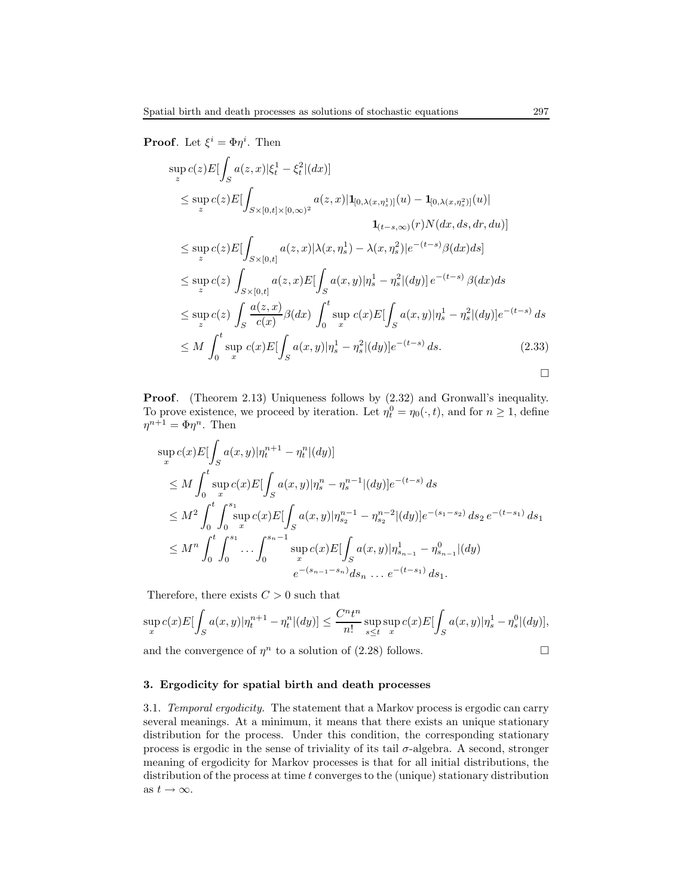**Proof**. Let $\xi^i = \Phi\eta^i$. Then

$$
\begin{aligned}
&\sup_z c(z) E[\int_S a(z,x)|\xi_t^1 - \xi_t^2|(dx)] \\
&\quad \leq \sup_z c(z) E[\int_{S\times[0,t]\times[0,\infty)^2} a(z,x)|\mathbf{1}_{[0,\lambda(x,\eta_s^1)]}(u) - \mathbf{1}_{[0,\lambda(x,\eta_s^2)]}(u)| \\
&\qquad\qquad\qquad\qquad\qquad\qquad \mathbf{1}_{(t-s,\infty)}(r) N(dx,ds,dr,du)] \\
&\quad \leq \sup_z c(z) E[\int_{S\times[0,t]} a(z,x)|\lambda(x,\eta_s^1) - \lambda(x,\eta_s^2)| e^{-(t-s)}\beta(dx)ds] \\
&\quad \leq \sup_z c(z) \int_{S\times[0,t]} a(z,x) E[\int_S a(x,y)|\eta_s^1 - \eta_s^2|(dy)]\, e^{-(t-s)}\,\beta(dx)ds \\
&\quad \leq \sup_z c(z) \int_S \frac{a(z,x)}{c(x)}\beta(dx) \int_0^t \sup_x c(x) E[\int_S a(x,y)|\eta_s^1 - \eta_s^2|(dy)] e^{-(t-s)}\, ds \\
&\quad \leq M \int_0^t \sup_x c(x) E[\int_S a(x,y)|\eta_s^1 - \eta_s^2|(dy)] e^{-(t-s)}\, ds. \qquad (2.33)
\end{aligned}
$$

□

**Proof**. (Theorem 2.13) Uniqueness follows by (2.32) and Gronwall's inequality. To prove existence, we proceed by iteration. Let $\eta_t^0 = \eta_0(\cdot,t)$, and for $n \geq 1$, define $\eta^{n+1} = \Phi\eta^n$. Then

$$
\begin{aligned}
&\sup_x c(x) E[\int_S a(x,y)|\eta_t^{n+1} - \eta_t^n|(dy)] \\
&\quad \leq M \int_0^t \sup_x c(x) E[\int_S a(x,y)|\eta_s^n - \eta_s^{n-1}|(dy)] e^{-(t-s)}\, ds \\
&\quad \leq M^2 \int_0^t \int_0^{s_1} \sup_x c(x) E[\int_S a(x,y)|\eta_{s_2}^{n-1} - \eta_{s_2}^{n-2}|(dy)] e^{-(s_1-s_2)}\, ds_2\, e^{-(t-s_1)}\, ds_1 \\
&\quad \leq M^n \int_0^t \int_0^{s_1} \ldots \int_0^{s_n-1} \sup_x c(x) E[\int_S a(x,y)|\eta_{s_{n-1}}^1 - \eta_{s_{n-1}}^0|(dy) \\
&\qquad\qquad\qquad\qquad e^{-(s_{n-1}-s_n)} ds_n \,\ldots\, e^{-(t-s_1)}\, ds_1.
\end{aligned}
$$

Therefore, there exists $C > 0$ such that

$$
\sup_x c(x) E[\int_S a(x,y)|\eta_t^{n+1} - \eta_t^n|(dy)] \leq \frac{C^n t^n}{n!} \sup_{s\leq t}\sup_x c(x) E[\int_S a(x,y)|\eta_s^1 - \eta_s^0|(dy)],
$$

and the convergence of $\eta^n$ to a solution of (2.28) follows. □

## 3. Ergodicity for spatial birth and death processes

3.1. *Temporal ergodicity.* The statement that a Markov process is ergodic can carry several meanings. At a minimum, it means that there exists an unique stationary distribution for the process. Under this condition, the corresponding stationary process is ergodic in the sense of triviality of its tail $\sigma$-algebra. A second, stronger meaning of ergodicity for Markov processes is that for all initial distributions, the distribution of the process at time $t$ converges to the (unique) stationary distribution as $t \to \infty$.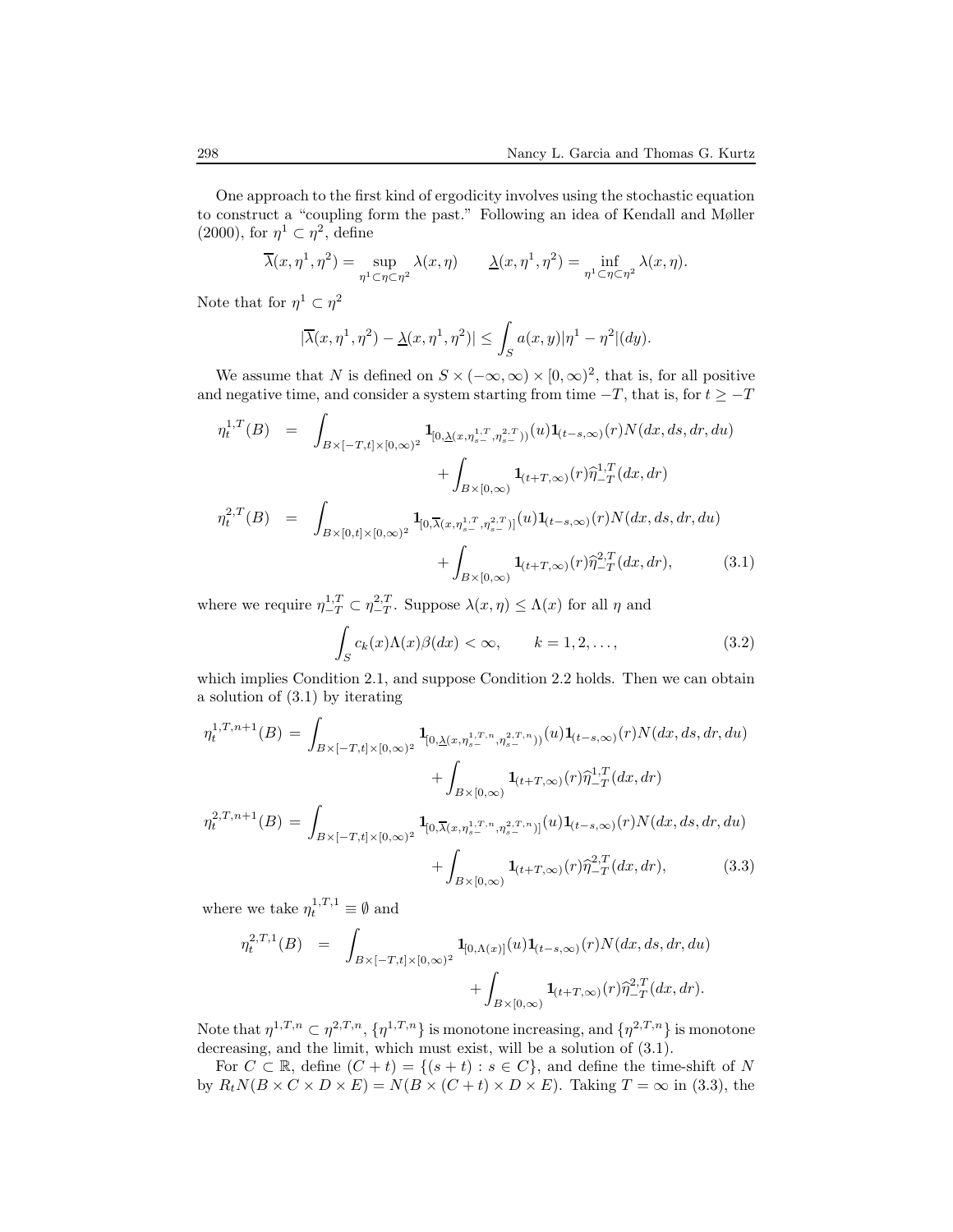One approach to the first kind of ergodicity involves using the stochastic equation to construct a "coupling form the past." Following an idea of Kendall and Møller (2000), for $\eta^1 \subset \eta^2$, define

$$\overline{\lambda}(x,\eta^1,\eta^2) = \sup_{\eta^1 \subset \eta \subset \eta^2} \lambda(x,\eta) \qquad \underline{\lambda}(x,\eta^1,\eta^2) = \inf_{\eta^1 \subset \eta \subset \eta^2} \lambda(x,\eta).$$

Note that for $\eta^1 \subset \eta^2$

$$|\overline{\lambda}(x,\eta^1,\eta^2) - \underline{\lambda}(x,\eta^1,\eta^2)| \leq \int_S a(x,y)|\eta^1 - \eta^2|(dy).$$

We assume that $N$ is defined on $S \times (-\infty,\infty) \times [0,\infty)^2$, that is, for all positive and negative time, and consider a system starting from time $-T$, that is, for $t \geq -T$

$$\begin{aligned}
\eta_t^{1,T}(B) &= \int_{B\times[-T,t]\times[0,\infty)^2} \mathbf{1}_{[0,\underline{\lambda}(x,\eta_{s-}^{1,T},\eta_{s-}^{2,T}))}(u)\mathbf{1}_{(t-s,\infty)}(r)N(dx,ds,dr,du) \\
&\qquad + \int_{B\times[0,\infty)} \mathbf{1}_{(t+T,\infty)}(r)\widehat{\eta}_{-T}^{1,T}(dx,dr) \\
\eta_t^{2,T}(B) &= \int_{B\times[0,t]\times[0,\infty)^2} \mathbf{1}_{[0,\overline{\lambda}(x,\eta_{s-}^{1,T},\eta_{s-}^{2,T})]}(u)\mathbf{1}_{(t-s,\infty)}(r)N(dx,ds,dr,du) \\
&\qquad + \int_{B\times[0,\infty)} \mathbf{1}_{(t+T,\infty)}(r)\widehat{\eta}_{-T}^{2,T}(dx,dr), \qquad (3.1)
\end{aligned}$$

where we require $\eta_{-T}^{1,T} \subset \eta_{-T}^{2,T}$. Suppose $\lambda(x,\eta) \leq \Lambda(x)$ for all $\eta$ and

$$\int_S c_k(x)\Lambda(x)\beta(dx) < \infty, \qquad k = 1,2,\ldots, \qquad (3.2)$$

which implies Condition 2.1, and suppose Condition 2.2 holds. Then we can obtain a solution of (3.1) by iterating

$$\begin{aligned}
\eta_t^{1,T,n+1}(B) &= \int_{B\times[-T,t]\times[0,\infty)^2} \mathbf{1}_{[0,\underline{\lambda}(x,\eta_{s-}^{1,T,n},\eta_{s-}^{2,T,n}))}(u)\mathbf{1}_{(t-s,\infty)}(r)N(dx,ds,dr,du) \\
&\qquad + \int_{B\times[0,\infty)} \mathbf{1}_{(t+T,\infty)}(r)\widehat{\eta}_{-T}^{1,T}(dx,dr) \\
\eta_t^{2,T,n+1}(B) &= \int_{B\times[-T,t]\times[0,\infty)^2} \mathbf{1}_{[0,\overline{\lambda}(x,\eta_{s-}^{1,T,n},\eta_{s-}^{2,T,n})]}(u)\mathbf{1}_{(t-s,\infty)}(r)N(dx,ds,dr,du) \\
&\qquad + \int_{B\times[0,\infty)} \mathbf{1}_{(t+T,\infty)}(r)\widehat{\eta}_{-T}^{2,T}(dx,dr), \qquad (3.3)
\end{aligned}$$

where we take $\eta_t^{1,T,1} \equiv \emptyset$ and

$$\begin{aligned}
\eta_t^{2,T,1}(B) &= \int_{B\times[-T,t]\times[0,\infty)^2} \mathbf{1}_{[0,\Lambda(x)]}(u)\mathbf{1}_{(t-s,\infty)}(r)N(dx,ds,dr,du) \\
&\qquad + \int_{B\times[0,\infty)} \mathbf{1}_{(t+T,\infty)}(r)\widehat{\eta}_{-T}^{2,T}(dx,dr).
\end{aligned}$$

Note that $\eta^{1,T,n} \subset \eta^{2,T,n}$, $\{\eta^{1,T,n}\}$ is monotone increasing, and $\{\eta^{2,T,n}\}$ is monotone decreasing, and the limit, which must exist, will be a solution of (3.1).

For $C \subset \mathbb{R}$, define $(C+t) = \{(s+t) : s \in C\}$, and define the time-shift of $N$ by $R_tN(B \times C \times D \times E) = N(B \times (C+t) \times D \times E)$. Taking $T = \infty$ in (3.3), the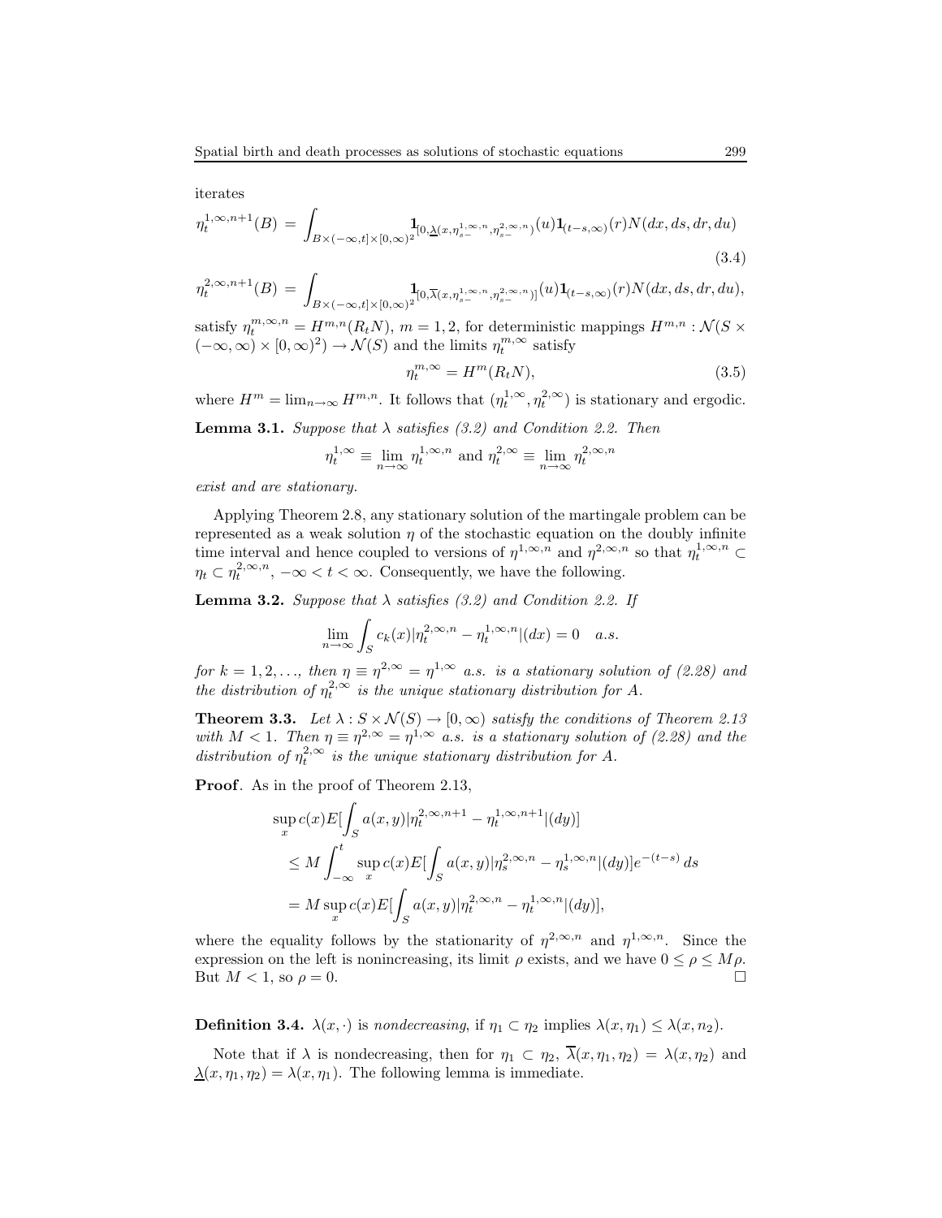iterates

$$
\eta_t^{1,\infty,n+1}(B) = \int_{B\times(-\infty,t]\times[0,\infty)^2} \mathbf{1}_{[0,\underline{\lambda}(x,\eta_{s-}^{1,\infty,n},\eta_{s-}^{2,\infty,n})}(u)\mathbf{1}_{(t-s,\infty)}(r)N(dx,ds,dr,du)
$$

$$
\eta_t^{2,\infty,n+1}(B) = \int_{B\times(-\infty,t]\times[0,\infty)^2} \mathbf{1}_{[0,\overline{\lambda}(x,\eta_{s-}^{1,\infty,n},\eta_{s-}^{2,\infty,n})]}(u)\mathbf{1}_{(t-s,\infty)}(r)N(dx,ds,dr,du), \tag{3.4}
$$

satisfy $\eta_t^{m,\infty,n} = H^{m,n}(R_tN)$, $m=1,2$, for deterministic mappings $H^{m,n} : \mathcal{N}(S \times (-\infty,\infty)\times[0,\infty)^2) \to \mathcal{N}(S)$ and the limits $\eta_t^{m,\infty}$ satisfy

$$
\eta_t^{m,\infty} = H^m(R_tN), \tag{3.5}
$$

where $H^m = \lim_{n\to\infty} H^{m,n}$. It follows that $(\eta_t^{1,\infty}, \eta_t^{2,\infty})$ is stationary and ergodic.

**Lemma 3.1.** *Suppose that $\lambda$ satisfies (3.2) and Condition 2.2. Then*

$$
\eta_t^{1,\infty} \equiv \lim_{n\to\infty} \eta_t^{1,\infty,n} \text{ and } \eta_t^{2,\infty} \equiv \lim_{n\to\infty} \eta_t^{2,\infty,n}
$$

*exist and are stationary.*

Applying Theorem 2.8, any stationary solution of the martingale problem can be represented as a weak solution $\eta$ of the stochastic equation on the doubly infinite time interval and hence coupled to versions of $\eta^{1,\infty,n}$ and $\eta^{2,\infty,n}$ so that $\eta_t^{1,\infty,n} \subset \eta_t \subset \eta_t^{2,\infty,n}$, $-\infty < t < \infty$. Consequently, we have the following.

**Lemma 3.2.** *Suppose that $\lambda$ satisfies (3.2) and Condition 2.2. If*

$$
\lim_{n\to\infty} \int_S c_k(x)|\eta_t^{2,\infty,n} - \eta_t^{1,\infty,n}|(dx) = 0 \quad a.s.
$$

*for $k=1,2,\ldots$, then $\eta \equiv \eta^{2,\infty} = \eta^{1,\infty}$ a.s. is a stationary solution of (2.28) and the distribution of $\eta_t^{2,\infty}$ is the unique stationary distribution for $A$.*

**Theorem 3.3.** *Let $\lambda : S\times\mathcal{N}(S) \to [0,\infty)$ satisfy the conditions of Theorem 2.13 with $M<1$. Then $\eta \equiv \eta^{2,\infty} = \eta^{1,\infty}$ a.s. is a stationary solution of (2.28) and the distribution of $\eta_t^{2,\infty}$ is the unique stationary distribution for $A$.*

**Proof**. As in the proof of Theorem 2.13,

$$
\begin{aligned}
&\sup_x c(x)E[\int_S a(x,y)|\eta_t^{2,\infty,n+1} - \eta_t^{1,\infty,n+1}|(dy)] \\
&\leq M\int_{-\infty}^t \sup_x c(x)E[\int_S a(x,y)|\eta_s^{2,\infty,n} - \eta_s^{1,\infty,n}|(dy)]e^{-(t-s)}\,ds \\
&= M\sup_x c(x)E[\int_S a(x,y)|\eta_t^{2,\infty,n} - \eta_t^{1,\infty,n}|(dy)],
\end{aligned}
$$

where the equality follows by the stationarity of $\eta^{2,\infty,n}$ and $\eta^{1,\infty,n}$. Since the expression on the left is nonincreasing, its limit $\rho$ exists, and we have $0 \leq \rho \leq M\rho$. But $M<1$, so $\rho = 0$. □

**Definition 3.4.** $\lambda(x,\cdot)$ is *nondecreasing*, if $\eta_1 \subset \eta_2$ implies $\lambda(x,\eta_1) \leq \lambda(x,n_2)$.

Note that if $\lambda$ is nondecreasing, then for $\eta_1 \subset \eta_2$, $\overline{\lambda}(x,\eta_1,\eta_2) = \lambda(x,\eta_2)$ and $\underline{\lambda}(x,\eta_1,\eta_2) = \lambda(x,\eta_1)$. The following lemma is immediate.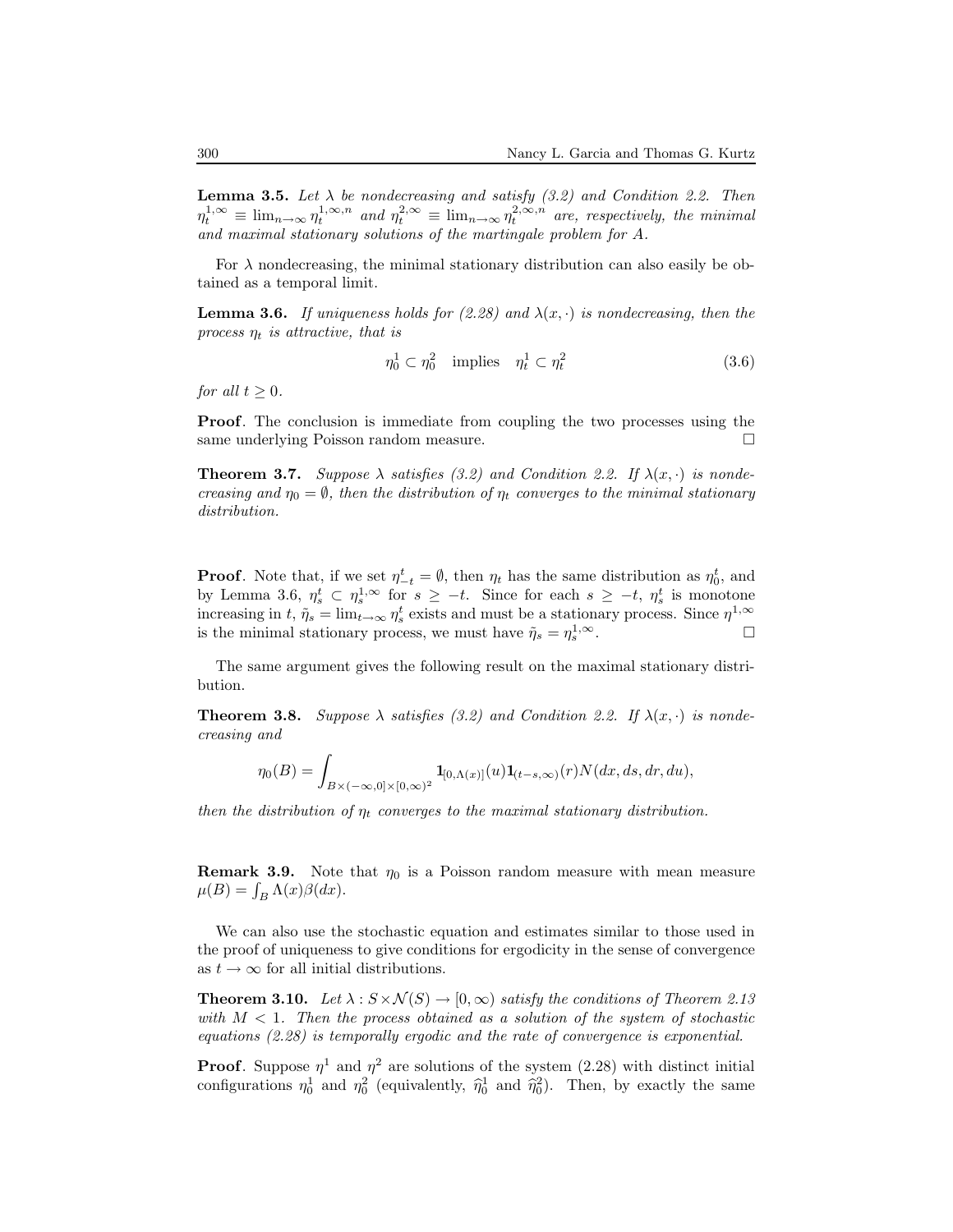**Lemma 3.5.** *Let $\lambda$ be nondecreasing and satisfy (3.2) and Condition 2.2. Then $\eta_t^{1,\infty} \equiv \lim_{n\to\infty} \eta_t^{1,\infty,n}$ and $\eta_t^{2,\infty} \equiv \lim_{n\to\infty} \eta_t^{2,\infty,n}$ are, respectively, the minimal and maximal stationary solutions of the martingale problem for $A$.*

For $\lambda$ nondecreasing, the minimal stationary distribution can also easily be obtained as a temporal limit.

**Lemma 3.6.** *If uniqueness holds for (2.28) and $\lambda(x,\cdot)$ is nondecreasing, then the process $\eta_t$ is attractive, that is*

$$\eta_0^1 \subset \eta_0^2 \quad \text{implies} \quad \eta_t^1 \subset \eta_t^2 \tag{3.6}$$

*for all $t \geq 0$.*

**Proof**. The conclusion is immediate from coupling the two processes using the same underlying Poisson random measure. □

**Theorem 3.7.** *Suppose $\lambda$ satisfies (3.2) and Condition 2.2. If $\lambda(x,\cdot)$ is nondecreasing and $\eta_0 = \emptyset$, then the distribution of $\eta_t$ converges to the minimal stationary distribution.*

**Proof**. Note that, if we set $\eta_{-t}^t = \emptyset$, then $\eta_t$ has the same distribution as $\eta_0^t$, and by Lemma 3.6, $\eta_s^t \subset \eta_s^{1,\infty}$ for $s \geq -t$. Since for each $s \geq -t$, $\eta_s^t$ is monotone increasing in $t$, $\tilde{\eta}_s = \lim_{t\to\infty} \eta_s^t$ exists and must be a stationary process. Since $\eta^{1,\infty}$ is the minimal stationary process, we must have $\tilde{\eta}_s = \eta_s^{1,\infty}$. □

The same argument gives the following result on the maximal stationary distribution.

**Theorem 3.8.** *Suppose $\lambda$ satisfies (3.2) and Condition 2.2. If $\lambda(x,\cdot)$ is nondecreasing and*

$$\eta_0(B) = \int_{B\times(-\infty,0]\times[0,\infty)^2} \mathbf{1}_{[0,\Lambda(x)]}(u)\mathbf{1}_{(t-s,\infty)}(r)N(dx,ds,dr,du),$$

*then the distribution of $\eta_t$ converges to the maximal stationary distribution.*

**Remark 3.9.** Note that $\eta_0$ is a Poisson random measure with mean measure $\mu(B) = \int_B \Lambda(x)\beta(dx)$.

We can also use the stochastic equation and estimates similar to those used in the proof of uniqueness to give conditions for ergodicity in the sense of convergence as $t \to \infty$ for all initial distributions.

**Theorem 3.10.** *Let $\lambda : S \times \mathcal{N}(S) \to [0,\infty)$ satisfy the conditions of Theorem 2.13 with $M < 1$. Then the process obtained as a solution of the system of stochastic equations (2.28) is temporally ergodic and the rate of convergence is exponential.*

**Proof**. Suppose $\eta^1$ and $\eta^2$ are solutions of the system (2.28) with distinct initial configurations $\eta_0^1$ and $\eta_0^2$ (equivalently, $\widehat{\eta}_0^1$ and $\widehat{\eta}_0^2$). Then, by exactly the same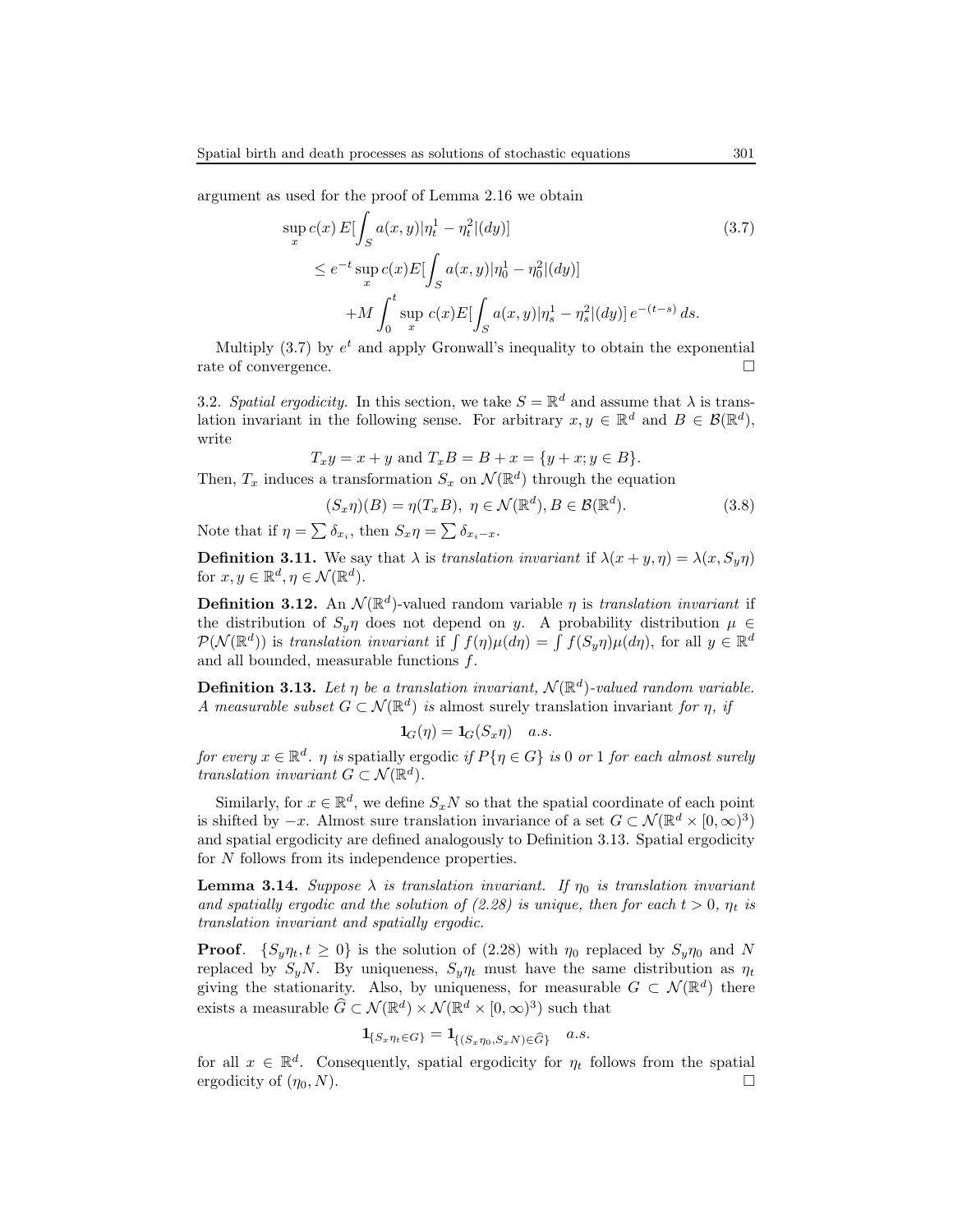argument as used for the proof of Lemma 2.16 we obtain

$$
\begin{aligned}
\sup_x c(x)\, E[\int_S a(x,y)|\eta^1_t - \eta^2_t|(dy)] \qquad\qquad (3.7)\\
\le e^{-t} \sup_x c(x) E[\int_S a(x,y)|\eta^1_0 - \eta^2_0|(dy)] \\
+ M \int_0^t \sup_x c(x) E[\int_S a(x,y)|\eta^1_s - \eta^2_s|(dy)]\, e^{-(t-s)}\, ds.
\end{aligned}
$$

Multiply (3.7) by $e^t$ and apply Gronwall's inequality to obtain the exponential rate of convergence. □

3.2. *Spatial ergodicity.* In this section, we take $S = \mathbb{R}^d$ and assume that $\lambda$ is translation invariant in the following sense. For arbitrary $x, y \in \mathbb{R}^d$ and $B \in \mathcal{B}(\mathbb{R}^d)$, write

$$T_x y = x + y \text{ and } T_x B = B + x = \{y + x; y \in B\}.$$

Then, $T_x$ induces a transformation $S_x$ on $\mathcal{N}(\mathbb{R}^d)$ through the equation

$$(S_x \eta)(B) = \eta(T_x B),\ \eta \in \mathcal{N}(\mathbb{R}^d), B \in \mathcal{B}(\mathbb{R}^d). \qquad (3.8)$$

Note that if $\eta = \sum \delta_{x_i}$, then $S_x \eta = \sum \delta_{x_i - x}$.

**Definition 3.11.** We say that $\lambda$ is *translation invariant* if $\lambda(x+y,\eta) = \lambda(x, S_y\eta)$ for $x, y \in \mathbb{R}^d, \eta \in \mathcal{N}(\mathbb{R}^d)$.

**Definition 3.12.** An $\mathcal{N}(\mathbb{R}^d)$-valued random variable $\eta$ is *translation invariant* if the distribution of $S_y\eta$ does not depend on $y$. A probability distribution $\mu \in \mathcal{P}(\mathcal{N}(\mathbb{R}^d))$ is *translation invariant* if $\int f(\eta)\mu(d\eta) = \int f(S_y\eta)\mu(d\eta)$, for all $y \in \mathbb{R}^d$ and all bounded, measurable functions $f$.

**Definition 3.13.** *Let $\eta$ be a translation invariant, $\mathcal{N}(\mathbb{R}^d)$-valued random variable. A measurable subset $G \subset \mathcal{N}(\mathbb{R}^d)$ is* almost surely translation invariant *for $\eta$, if*

$$\mathbf{1}_G(\eta) = \mathbf{1}_G(S_x\eta) \quad a.s.$$

*for every $x \in \mathbb{R}^d$. $\eta$ is* spatially ergodic *if $P\{\eta \in G\}$ is 0 or 1 for each almost surely translation invariant $G \subset \mathcal{N}(\mathbb{R}^d)$.*

Similarly, for $x \in \mathbb{R}^d$, we define $S_x N$ so that the spatial coordinate of each point is shifted by $-x$. Almost sure translation invariance of a set $G \subset \mathcal{N}(\mathbb{R}^d \times [0,\infty)^3)$ and spatial ergodicity are defined analogously to Definition 3.13. Spatial ergodicity for $N$ follows from its independence properties.

**Lemma 3.14.** *Suppose $\lambda$ is translation invariant. If $\eta_0$ is translation invariant and spatially ergodic and the solution of (2.28) is unique, then for each $t > 0$, $\eta_t$ is translation invariant and spatially ergodic.*

**Proof**. $\{S_y\eta_t, t \ge 0\}$ is the solution of (2.28) with $\eta_0$ replaced by $S_y\eta_0$ and $N$ replaced by $S_y N$. By uniqueness, $S_y\eta_t$ must have the same distribution as $\eta_t$ giving the stationarity. Also, by uniqueness, for measurable $G \subset \mathcal{N}(\mathbb{R}^d)$ there exists a measurable $\widehat{G} \subset \mathcal{N}(\mathbb{R}^d) \times \mathcal{N}(\mathbb{R}^d \times [0,\infty)^3)$ such that

$$\mathbf{1}_{\{S_x\eta_t \in G\}} = \mathbf{1}_{\{(S_x\eta_0, S_x N) \in \widehat{G}\}} \quad a.s.$$

for all $x \in \mathbb{R}^d$. Consequently, spatial ergodicity for $\eta_t$ follows from the spatial ergodicity of $(\eta_0, N)$. □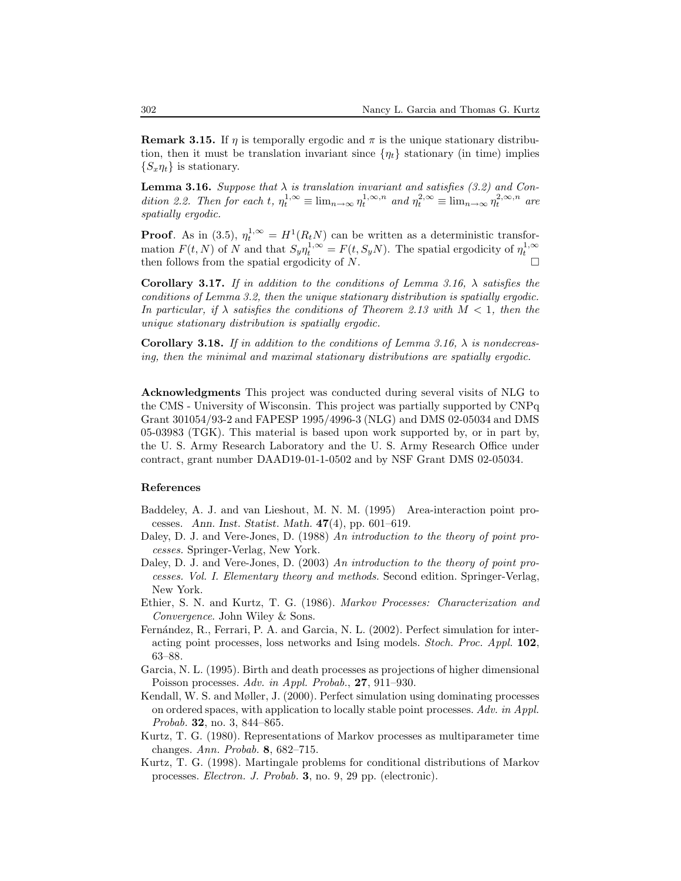**Remark 3.15.** If $\eta$ is temporally ergodic and $\pi$ is the unique stationary distribution, then it must be translation invariant since $\{\eta_t\}$ stationary (in time) implies $\{S_x\eta_t\}$ is stationary.

**Lemma 3.16.** *Suppose that $\lambda$ is translation invariant and satisfies (3.2) and Condition 2.2. Then for each $t$, $\eta_t^{1,\infty} \equiv \lim_{n\to\infty} \eta_t^{1,\infty,n}$ and $\eta_t^{2,\infty} \equiv \lim_{n\to\infty} \eta_t^{2,\infty,n}$ are spatially ergodic.*

**Proof**. As in (3.5), $\eta_t^{1,\infty} = H^1(R_t N)$ can be written as a deterministic transformation $F(t, N)$ of $N$ and that $S_y \eta_t^{1,\infty} = F(t, S_y N)$. The spatial ergodicity of $\eta_t^{1,\infty}$ then follows from the spatial ergodicity of $N$. □

**Corollary 3.17.** *If in addition to the conditions of Lemma 3.16, $\lambda$ satisfies the conditions of Lemma 3.2, then the unique stationary distribution is spatially ergodic. In particular, if $\lambda$ satisfies the conditions of Theorem 2.13 with $M < 1$, then the unique stationary distribution is spatially ergodic.*

**Corollary 3.18.** *If in addition to the conditions of Lemma 3.16, $\lambda$ is nondecreasing, then the minimal and maximal stationary distributions are spatially ergodic.*

**Acknowledgments** This project was conducted during several visits of NLG to the CMS - University of Wisconsin. This project was partially supported by CNPq Grant 301054/93-2 and FAPESP 1995/4996-3 (NLG) and DMS 02-05034 and DMS 05-03983 (TGK). This material is based upon work supported by, or in part by, the U. S. Army Research Laboratory and the U. S. Army Research Office under contract, grant number DAAD19-01-1-0502 and by NSF Grant DMS 02-05034.

## References

Baddeley, A. J. and van Lieshout, M. N. M. (1995) Area-interaction point processes. *Ann. Inst. Statist. Math.* **47**(4), pp. 601–619.

Daley, D. J. and Vere-Jones, D. (1988) *An introduction to the theory of point processes.* Springer-Verlag, New York.

Daley, D. J. and Vere-Jones, D. (2003) *An introduction to the theory of point processes. Vol. I. Elementary theory and methods.* Second edition. Springer-Verlag, New York.

Ethier, S. N. and Kurtz, T. G. (1986). *Markov Processes: Characterization and Convergence*. John Wiley & Sons.

Fernández, R., Ferrari, P. A. and Garcia, N. L. (2002). Perfect simulation for interacting point processes, loss networks and Ising models. *Stoch. Proc. Appl.* **102**, 63–88.

Garcia, N. L. (1995). Birth and death processes as projections of higher dimensional Poisson processes. *Adv. in Appl. Probab.*, **27**, 911–930.

Kendall, W. S. and Møller, J. (2000). Perfect simulation using dominating processes on ordered spaces, with application to locally stable point processes. *Adv. in Appl. Probab.* **32**, no. 3, 844–865.

Kurtz, T. G. (1980). Representations of Markov processes as multiparameter time changes. *Ann. Probab.* **8**, 682–715.

Kurtz, T. G. (1998). Martingale problems for conditional distributions of Markov processes. *Electron. J. Probab.* **3**, no. 9, 29 pp. (electronic).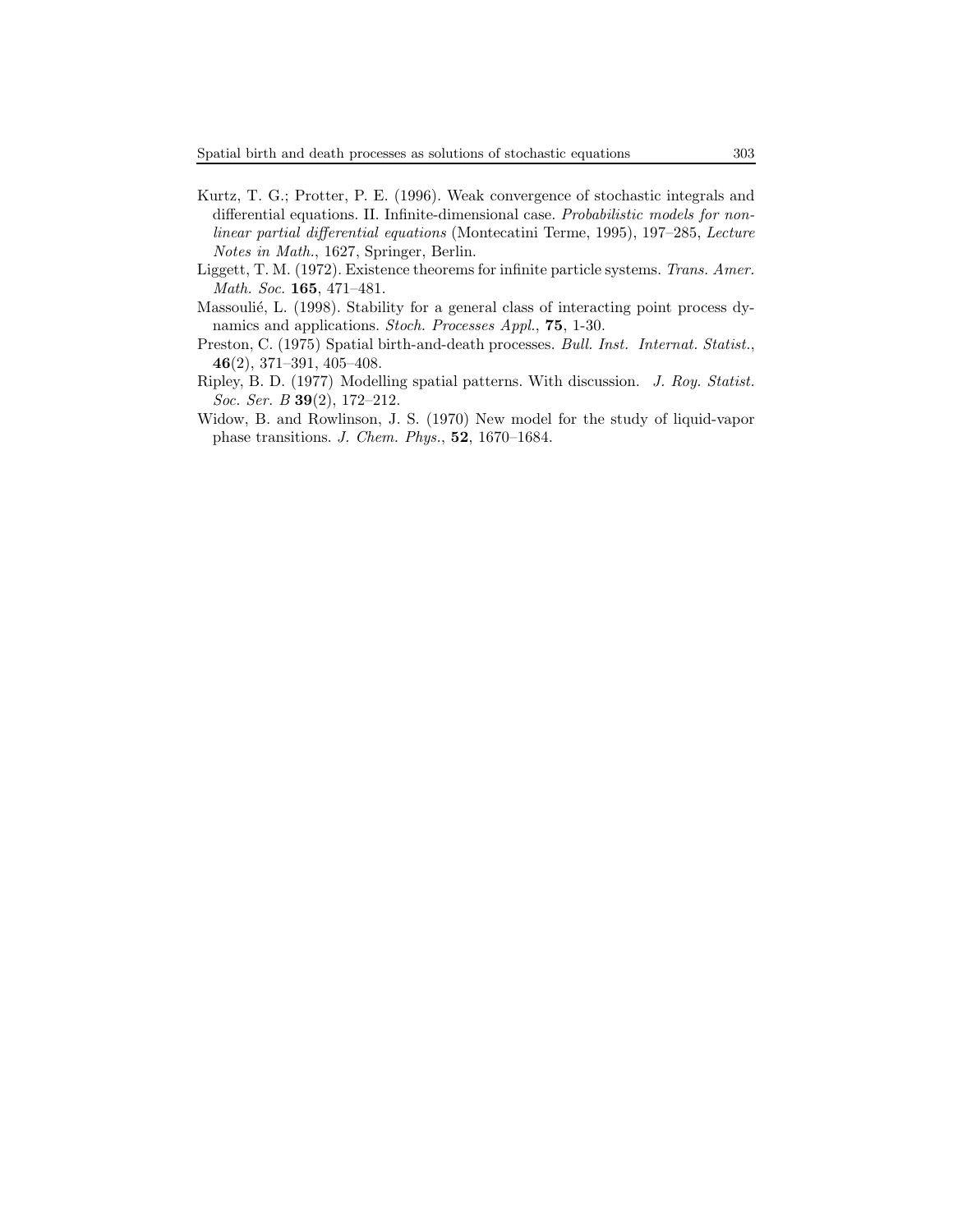Kurtz, T. G.; Protter, P. E. (1996). Weak convergence of stochastic integrals and differential equations. II. Infinite-dimensional case. *Probabilistic models for nonlinear partial differential equations* (Montecatini Terme, 1995), 197–285, *Lecture Notes in Math.*, 1627, Springer, Berlin.

Liggett, T. M. (1972). Existence theorems for infinite particle systems. *Trans. Amer. Math. Soc.* **165**, 471–481.

Massoulié, L. (1998). Stability for a general class of interacting point process dynamics and applications. *Stoch. Processes Appl.*, **75**, 1-30.

Preston, C. (1975) Spatial birth-and-death processes. *Bull. Inst. Internat. Statist.*, **46**(2), 371–391, 405–408.

Ripley, B. D. (1977) Modelling spatial patterns. With discussion. *J. Roy. Statist. Soc. Ser. B* **39**(2), 172–212.

Widow, B. and Rowlinson, J. S. (1970) New model for the study of liquid-vapor phase transitions. *J. Chem. Phys.*, **52**, 1670–1684.